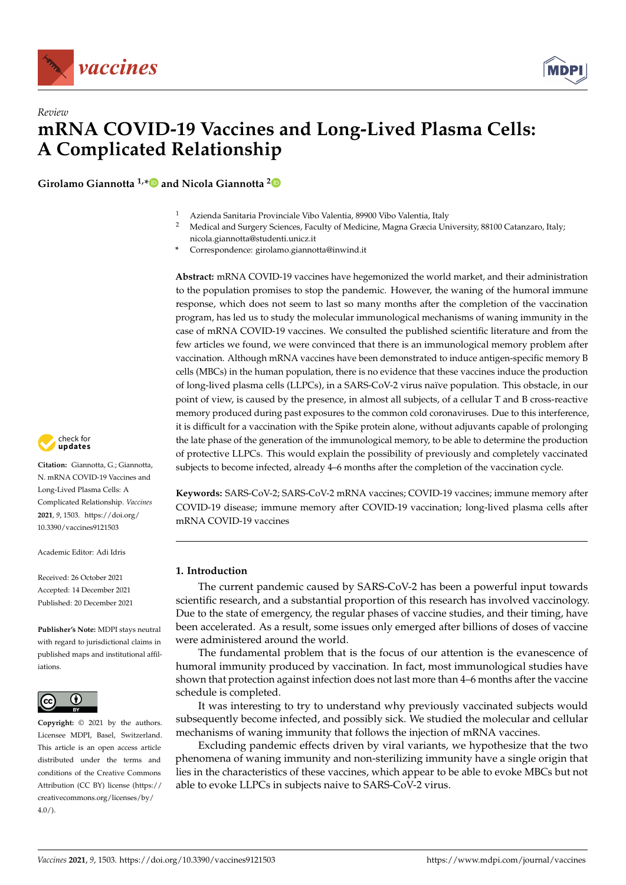*Review*

# mRNA COVID-19 Vaccines and Long-Lived Plasma Cells: A Complicated Relationship

**Girolamo Giannotta [1,*] and Nicola Giannotta [2]**

[1] Azienda Sanitaria Provinciale Vibo Valentia, 89900 Vibo Valentia, Italy
[2] Medical and Surgery Sciences, Faculty of Medicine, Magna Græcia University, 88100 Catanzaro, Italy; nicola.giannotta@studenti.unicz.it
\* Correspondence: girolamo.giannotta@inwind.it

**Abstract:** mRNA COVID-19 vaccines have hegemonized the world market, and their administration to the population promises to stop the pandemic. However, the waning of the humoral immune response, which does not seem to last so many months after the completion of the vaccination program, has led us to study the molecular immunological mechanisms of waning immunity in the case of mRNA COVID-19 vaccines. We consulted the published scientific literature and from the few articles we found, we were convinced that there is an immunological memory problem after vaccination. Although mRNA vaccines have been demonstrated to induce antigen-specific memory B cells (MBCs) in the human population, there is no evidence that these vaccines induce the production of long-lived plasma cells (LLPCs), in a SARS-CoV-2 virus naïve population. This obstacle, in our point of view, is caused by the presence, in almost all subjects, of a cellular T and B cross-reactive memory produced during past exposures to the common cold coronaviruses. Due to this interference, it is difficult for a vaccination with the Spike protein alone, without adjuvants capable of prolonging the late phase of the generation of the immunological memory, to be able to determine the production of protective LLPCs. This would explain the possibility of previously and completely vaccinated subjects to become infected, already 4–6 months after the completion of the vaccination cycle.

**Keywords:** SARS-CoV-2; SARS-CoV-2 mRNA vaccines; COVID-19 vaccines; immune memory after COVID-19 disease; immune memory after COVID-19 vaccination; long-lived plasma cells after mRNA COVID-19 vaccines

**Citation:** Giannotta, G.; Giannotta, N. mRNA COVID-19 Vaccines and Long-Lived Plasma Cells: A Complicated Relationship. *Vaccines* **2021**, *9*, 1503. https://doi.org/10.3390/vaccines9121503

Academic Editor: Adi Idris

Received: 26 October 2021
Accepted: 14 December 2021
Published: 20 December 2021

**Publisher's Note:** MDPI stays neutral with regard to jurisdictional claims in published maps and institutional affiliations.

**Copyright:** © 2021 by the authors. Licensee MDPI, Basel, Switzerland. This article is an open access article distributed under the terms and conditions of the Creative Commons Attribution (CC BY) license (https://creativecommons.org/licenses/by/4.0/).

## 1. Introduction

The current pandemic caused by SARS-CoV-2 has been a powerful input towards scientific research, and a substantial proportion of this research has involved vaccinology. Due to the state of emergency, the regular phases of vaccine studies, and their timing, have been accelerated. As a result, some issues only emerged after billions of doses of vaccine were administered around the world.

The fundamental problem that is the focus of our attention is the evanescence of humoral immunity produced by vaccination. In fact, most immunological studies have shown that protection against infection does not last more than 4–6 months after the vaccine schedule is completed.

It was interesting to try to understand why previously vaccinated subjects would subsequently become infected, and possibly sick. We studied the molecular and cellular mechanisms of waning immunity that follows the injection of mRNA vaccines.

Excluding pandemic effects driven by viral variants, we hypothesize that the two phenomena of waning immunity and non-sterilizing immunity have a single origin that lies in the characteristics of these vaccines, which appear to be able to evoke MBCs but not able to evoke LLPCs in subjects naive to SARS-CoV-2 virus.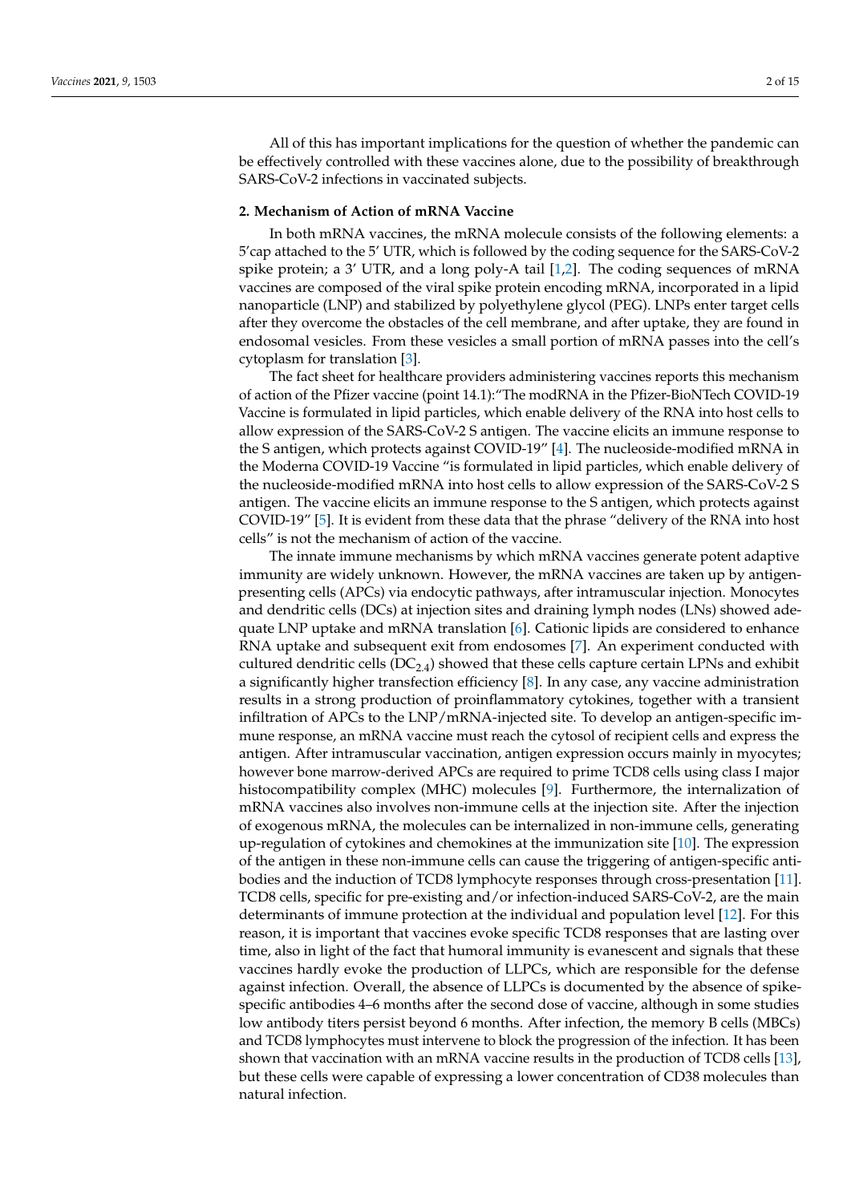All of this has important implications for the question of whether the pandemic can be effectively controlled with these vaccines alone, due to the possibility of breakthrough SARS-CoV-2 infections in vaccinated subjects.

## 2. Mechanism of Action of mRNA Vaccine

In both mRNA vaccines, the mRNA molecule consists of the following elements: a 5′cap attached to the 5′ UTR, which is followed by the coding sequence for the SARS-CoV-2 spike protein; a 3′ UTR, and a long poly-A tail [1,2]. The coding sequences of mRNA vaccines are composed of the viral spike protein encoding mRNA, incorporated in a lipid nanoparticle (LNP) and stabilized by polyethylene glycol (PEG). LNPs enter target cells after they overcome the obstacles of the cell membrane, and after uptake, they are found in endosomal vesicles. From these vesicles a small portion of mRNA passes into the cell's cytoplasm for translation [3].

The fact sheet for healthcare providers administering vaccines reports this mechanism of action of the Pfizer vaccine (point 14.1):"The modRNA in the Pfizer-BioNTech COVID-19 Vaccine is formulated in lipid particles, which enable delivery of the RNA into host cells to allow expression of the SARS-CoV-2 S antigen. The vaccine elicits an immune response to the S antigen, which protects against COVID-19" [4]. The nucleoside-modified mRNA in the Moderna COVID-19 Vaccine "is formulated in lipid particles, which enable delivery of the nucleoside-modified mRNA into host cells to allow expression of the SARS-CoV-2 S antigen. The vaccine elicits an immune response to the S antigen, which protects against COVID-19" [5]. It is evident from these data that the phrase "delivery of the RNA into host cells" is not the mechanism of action of the vaccine.

The innate immune mechanisms by which mRNA vaccines generate potent adaptive immunity are widely unknown. However, the mRNA vaccines are taken up by antigen-presenting cells (APCs) via endocytic pathways, after intramuscular injection. Monocytes and dendritic cells (DCs) at injection sites and draining lymph nodes (LNs) showed adequate LNP uptake and mRNA translation [6]. Cationic lipids are considered to enhance RNA uptake and subsequent exit from endosomes [7]. An experiment conducted with cultured dendritic cells ($DC_{2.4}$) showed that these cells capture certain LPNs and exhibit a significantly higher transfection efficiency [8]. In any case, any vaccine administration results in a strong production of proinflammatory cytokines, together with a transient infiltration of APCs to the LNP/mRNA-injected site. To develop an antigen-specific immune response, an mRNA vaccine must reach the cytosol of recipient cells and express the antigen. After intramuscular vaccination, antigen expression occurs mainly in myocytes; however bone marrow-derived APCs are required to prime TCD8 cells using class I major histocompatibility complex (MHC) molecules [9]. Furthermore, the internalization of mRNA vaccines also involves non-immune cells at the injection site. After the injection of exogenous mRNA, the molecules can be internalized in non-immune cells, generating up-regulation of cytokines and chemokines at the immunization site [10]. The expression of the antigen in these non-immune cells can cause the triggering of antigen-specific antibodies and the induction of TCD8 lymphocyte responses through cross-presentation [11]. TCD8 cells, specific for pre-existing and/or infection-induced SARS-CoV-2, are the main determinants of immune protection at the individual and population level [12]. For this reason, it is important that vaccines evoke specific TCD8 responses that are lasting over time, also in light of the fact that humoral immunity is evanescent and signals that these vaccines hardly evoke the production of LLPCs, which are responsible for the defense against infection. Overall, the absence of LLPCs is documented by the absence of spike-specific antibodies 4–6 months after the second dose of vaccine, although in some studies low antibody titers persist beyond 6 months. After infection, the memory B cells (MBCs) and TCD8 lymphocytes must intervene to block the progression of the infection. It has been shown that vaccination with an mRNA vaccine results in the production of TCD8 cells [13], but these cells were capable of expressing a lower concentration of CD38 molecules than natural infection.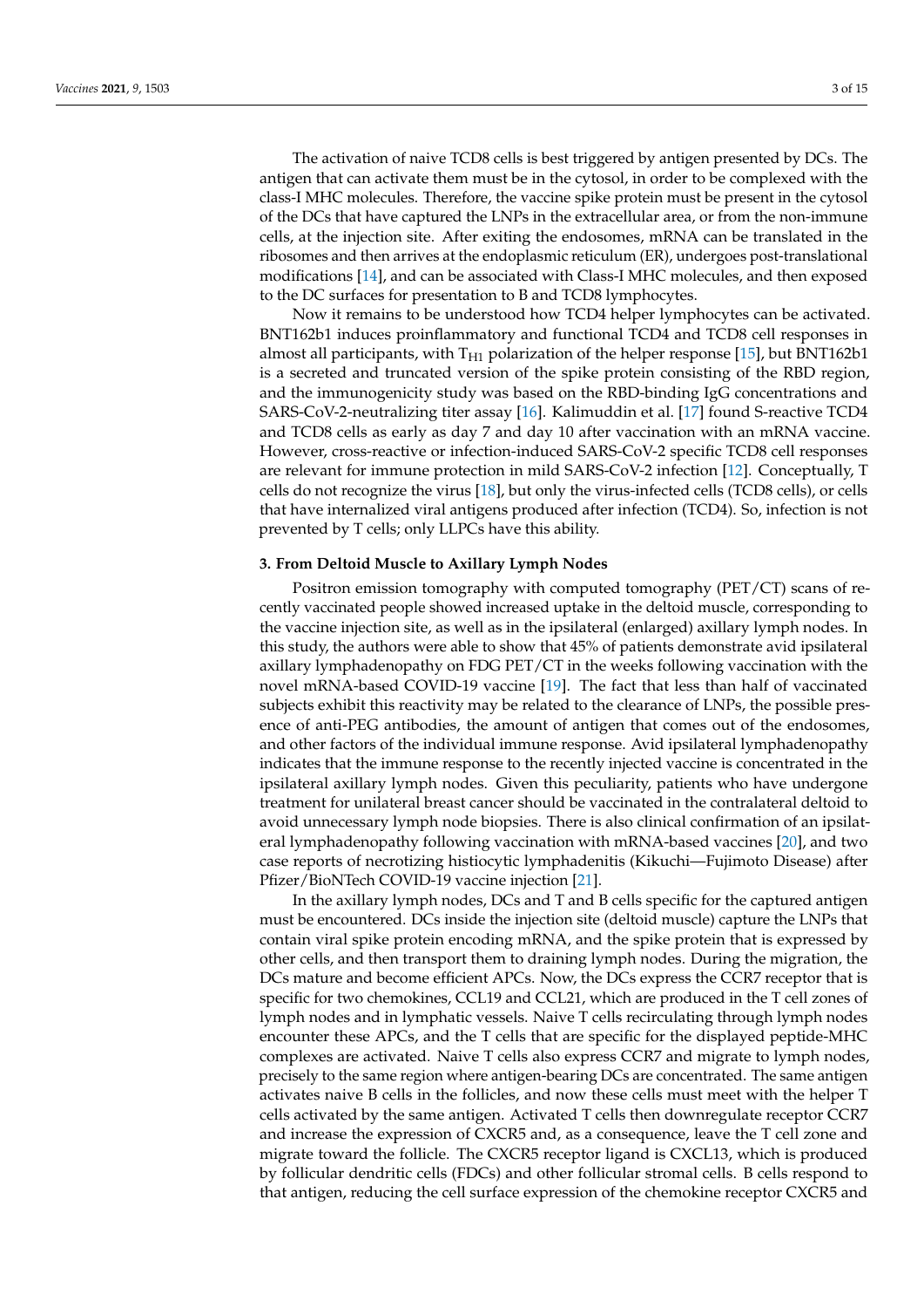The activation of naive TCD8 cells is best triggered by antigen presented by DCs. The antigen that can activate them must be in the cytosol, in order to be complexed with the class-I MHC molecules. Therefore, the vaccine spike protein must be present in the cytosol of the DCs that have captured the LNPs in the extracellular area, or from the non-immune cells, at the injection site. After exiting the endosomes, mRNA can be translated in the ribosomes and then arrives at the endoplasmic reticulum (ER), undergoes post-translational modifications [14], and can be associated with Class-I MHC molecules, and then exposed to the DC surfaces for presentation to B and TCD8 lymphocytes.

Now it remains to be understood how TCD4 helper lymphocytes can be activated. BNT162b1 induces proinflammatory and functional TCD4 and TCD8 cell responses in almost all participants, with $T_{H1}$ polarization of the helper response [15], but BNT162b1 is a secreted and truncated version of the spike protein consisting of the RBD region, and the immunogenicity study was based on the RBD-binding IgG concentrations and SARS-CoV-2-neutralizing titer assay [16]. Kalimuddin et al. [17] found S-reactive TCD4 and TCD8 cells as early as day 7 and day 10 after vaccination with an mRNA vaccine. However, cross-reactive or infection-induced SARS-CoV-2 specific TCD8 cell responses are relevant for immune protection in mild SARS-CoV-2 infection [12]. Conceptually, T cells do not recognize the virus [18], but only the virus-infected cells (TCD8 cells), or cells that have internalized viral antigens produced after infection (TCD4). So, infection is not prevented by T cells; only LLPCs have this ability.

## 3. From Deltoid Muscle to Axillary Lymph Nodes

Positron emission tomography with computed tomography (PET/CT) scans of recently vaccinated people showed increased uptake in the deltoid muscle, corresponding to the vaccine injection site, as well as in the ipsilateral (enlarged) axillary lymph nodes. In this study, the authors were able to show that 45% of patients demonstrate avid ipsilateral axillary lymphadenopathy on FDG PET/CT in the weeks following vaccination with the novel mRNA-based COVID-19 vaccine [19]. The fact that less than half of vaccinated subjects exhibit this reactivity may be related to the clearance of LNPs, the possible presence of anti-PEG antibodies, the amount of antigen that comes out of the endosomes, and other factors of the individual immune response. Avid ipsilateral lymphadenopathy indicates that the immune response to the recently injected vaccine is concentrated in the ipsilateral axillary lymph nodes. Given this peculiarity, patients who have undergone treatment for unilateral breast cancer should be vaccinated in the contralateral deltoid to avoid unnecessary lymph node biopsies. There is also clinical confirmation of an ipsilateral lymphadenopathy following vaccination with mRNA-based vaccines [20], and two case reports of necrotizing histiocytic lymphadenitis (Kikuchi—Fujimoto Disease) after Pfizer/BioNTech COVID-19 vaccine injection [21].

In the axillary lymph nodes, DCs and T and B cells specific for the captured antigen must be encountered. DCs inside the injection site (deltoid muscle) capture the LNPs that contain viral spike protein encoding mRNA, and the spike protein that is expressed by other cells, and then transport them to draining lymph nodes. During the migration, the DCs mature and become efficient APCs. Now, the DCs express the CCR7 receptor that is specific for two chemokines, CCL19 and CCL21, which are produced in the T cell zones of lymph nodes and in lymphatic vessels. Naive T cells recirculating through lymph nodes encounter these APCs, and the T cells that are specific for the displayed peptide-MHC complexes are activated. Naive T cells also express CCR7 and migrate to lymph nodes, precisely to the same region where antigen-bearing DCs are concentrated. The same antigen activates naive B cells in the follicles, and now these cells must meet with the helper T cells activated by the same antigen. Activated T cells then downregulate receptor CCR7 and increase the expression of CXCR5 and, as a consequence, leave the T cell zone and migrate toward the follicle. The CXCR5 receptor ligand is CXCL13, which is produced by follicular dendritic cells (FDCs) and other follicular stromal cells. B cells respond to that antigen, reducing the cell surface expression of the chemokine receptor CXCR5 and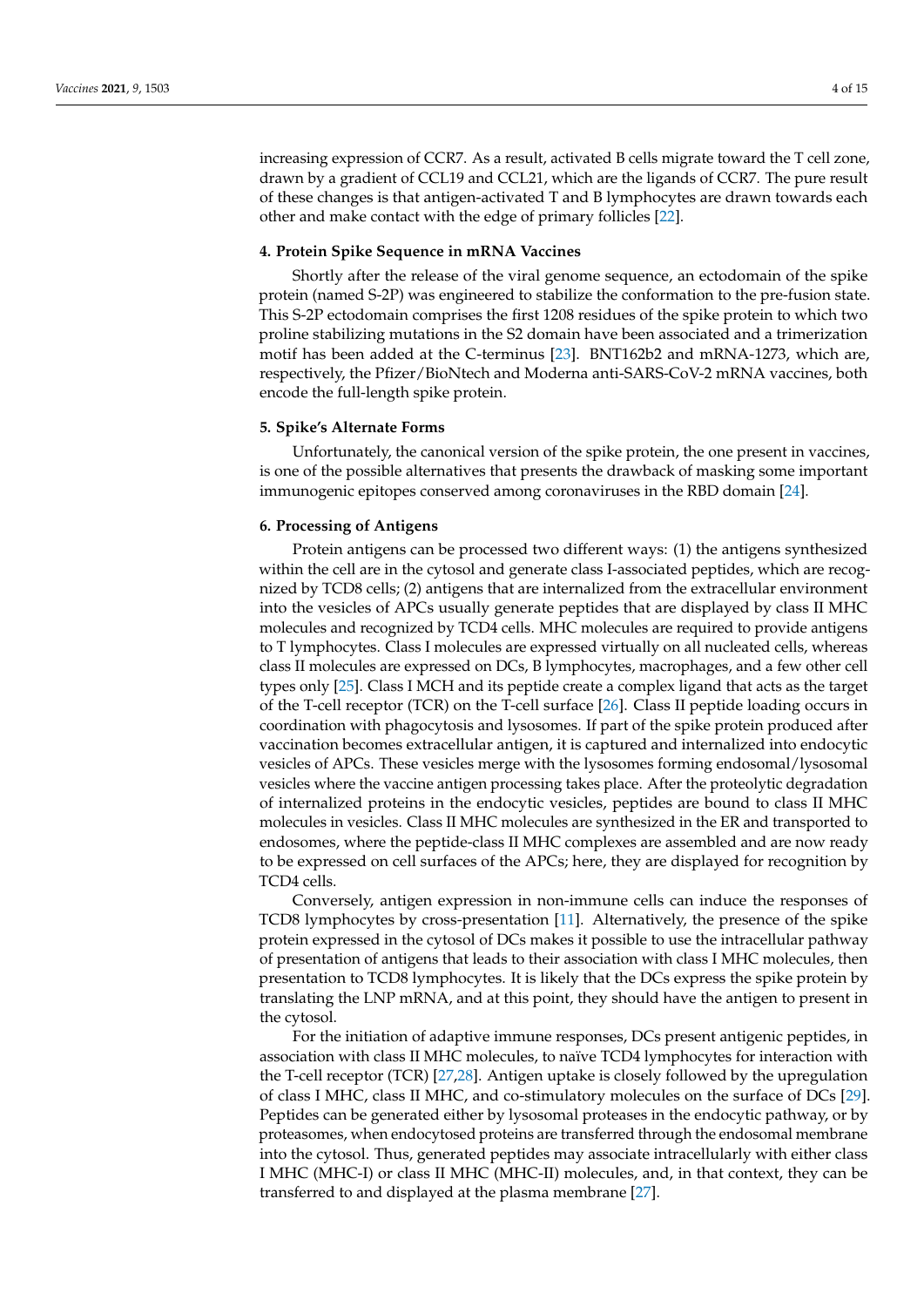increasing expression of CCR7. As a result, activated B cells migrate toward the T cell zone, drawn by a gradient of CCL19 and CCL21, which are the ligands of CCR7. The pure result of these changes is that antigen-activated T and B lymphocytes are drawn towards each other and make contact with the edge of primary follicles [22].

## 4. Protein Spike Sequence in mRNA Vaccines

Shortly after the release of the viral genome sequence, an ectodomain of the spike protein (named S-2P) was engineered to stabilize the conformation to the pre-fusion state. This S-2P ectodomain comprises the first 1208 residues of the spike protein to which two proline stabilizing mutations in the S2 domain have been associated and a trimerization motif has been added at the C-terminus [23]. BNT162b2 and mRNA-1273, which are, respectively, the Pfizer/BioNtech and Moderna anti-SARS-CoV-2 mRNA vaccines, both encode the full-length spike protein.

## 5. Spike's Alternate Forms

Unfortunately, the canonical version of the spike protein, the one present in vaccines, is one of the possible alternatives that presents the drawback of masking some important immunogenic epitopes conserved among coronaviruses in the RBD domain [24].

## 6. Processing of Antigens

Protein antigens can be processed two different ways: (1) the antigens synthesized within the cell are in the cytosol and generate class I-associated peptides, which are recognized by TCD8 cells; (2) antigens that are internalized from the extracellular environment into the vesicles of APCs usually generate peptides that are displayed by class II MHC molecules and recognized by TCD4 cells. MHC molecules are required to provide antigens to T lymphocytes. Class I molecules are expressed virtually on all nucleated cells, whereas class II molecules are expressed on DCs, B lymphocytes, macrophages, and a few other cell types only [25]. Class I MCH and its peptide create a complex ligand that acts as the target of the T-cell receptor (TCR) on the T-cell surface [26]. Class II peptide loading occurs in coordination with phagocytosis and lysosomes. If part of the spike protein produced after vaccination becomes extracellular antigen, it is captured and internalized into endocytic vesicles of APCs. These vesicles merge with the lysosomes forming endosomal/lysosomal vesicles where the vaccine antigen processing takes place. After the proteolytic degradation of internalized proteins in the endocytic vesicles, peptides are bound to class II MHC molecules in vesicles. Class II MHC molecules are synthesized in the ER and transported to endosomes, where the peptide-class II MHC complexes are assembled and are now ready to be expressed on cell surfaces of the APCs; here, they are displayed for recognition by TCD4 cells.

Conversely, antigen expression in non-immune cells can induce the responses of TCD8 lymphocytes by cross-presentation [11]. Alternatively, the presence of the spike protein expressed in the cytosol of DCs makes it possible to use the intracellular pathway of presentation of antigens that leads to their association with class I MHC molecules, then presentation to TCD8 lymphocytes. It is likely that the DCs express the spike protein by translating the LNP mRNA, and at this point, they should have the antigen to present in the cytosol.

For the initiation of adaptive immune responses, DCs present antigenic peptides, in association with class II MHC molecules, to naïve TCD4 lymphocytes for interaction with the T-cell receptor (TCR) [27,28]. Antigen uptake is closely followed by the upregulation of class I MHC, class II MHC, and co-stimulatory molecules on the surface of DCs [29]. Peptides can be generated either by lysosomal proteases in the endocytic pathway, or by proteasomes, when endocytosed proteins are transferred through the endosomal membrane into the cytosol. Thus, generated peptides may associate intracellularly with either class I MHC (MHC-I) or class II MHC (MHC-II) molecules, and, in that context, they can be transferred to and displayed at the plasma membrane [27].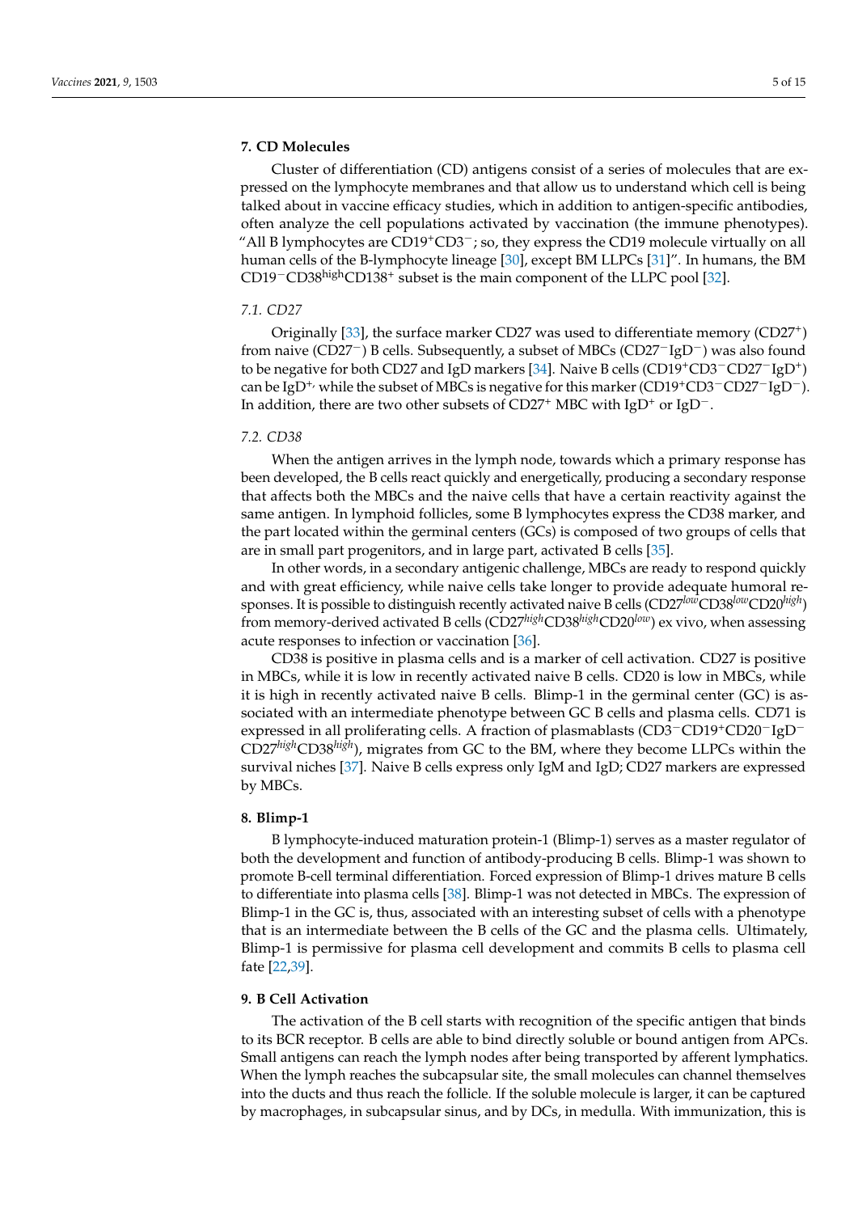## 7. CD Molecules

Cluster of differentiation (CD) antigens consist of a series of molecules that are expressed on the lymphocyte membranes and that allow us to understand which cell is being talked about in vaccine efficacy studies, which in addition to antigen-specific antibodies, often analyze the cell populations activated by vaccination (the immune phenotypes). "All B lymphocytes are $CD19^{+}CD3^{-}$; so, they express the CD19 molecule virtually on all human cells of the B-lymphocyte lineage [30], except BM LLPCs [31]". In humans, the BM $CD19^{-}CD38^{high}CD138^{+}$ subset is the main component of the LLPC pool [32].

### 7.1. CD27

Originally [33], the surface marker CD27 was used to differentiate memory ($CD27^{+}$) from naive ($CD27^{-}$) B cells. Subsequently, a subset of MBCs ($CD27^{-}IgD^{-}$) was also found to be negative for both CD27 and IgD markers [34]. Naive B cells ($CD19^{+}CD3^{-}CD27^{-}IgD^{+}$) can be $IgD^{+,}$ while the subset of MBCs is negative for this marker ($CD19^{+}CD3^{-}CD27^{-}IgD^{-}$). In addition, there are two other subsets of $CD27^{+}$ MBC with $IgD^{+}$ or $IgD^{-}$.

### 7.2. CD38

When the antigen arrives in the lymph node, towards which a primary response has been developed, the B cells react quickly and energetically, producing a secondary response that affects both the MBCs and the naive cells that have a certain reactivity against the same antigen. In lymphoid follicles, some B lymphocytes express the CD38 marker, and the part located within the germinal centers (GCs) is composed of two groups of cells that are in small part progenitors, and in large part, activated B cells [35].

In other words, in a secondary antigenic challenge, MBCs are ready to respond quickly and with great efficiency, while naive cells take longer to provide adequate humoral responses. It is possible to distinguish recently activated naive B cells ($CD27^{low}CD38^{low}CD20^{high}$) from memory-derived activated B cells ($CD27^{high}CD38^{high}CD20^{low}$) ex vivo, when assessing acute responses to infection or vaccination [36].

CD38 is positive in plasma cells and is a marker of cell activation. CD27 is positive in MBCs, while it is low in recently activated naive B cells. CD20 is low in MBCs, while it is high in recently activated naive B cells. Blimp-1 in the germinal center (GC) is associated with an intermediate phenotype between GC B cells and plasma cells. CD71 is expressed in all proliferating cells. A fraction of plasmablasts ($CD3^{-}CD19^{+}CD20^{-}IgD^{-}$ $CD27^{high}CD38^{high}$), migrates from GC to the BM, where they become LLPCs within the survival niches [37]. Naive B cells express only IgM and IgD; CD27 markers are expressed by MBCs.

## 8. Blimp-1

B lymphocyte-induced maturation protein-1 (Blimp-1) serves as a master regulator of both the development and function of antibody-producing B cells. Blimp-1 was shown to promote B-cell terminal differentiation. Forced expression of Blimp-1 drives mature B cells to differentiate into plasma cells [38]. Blimp-1 was not detected in MBCs. The expression of Blimp-1 in the GC is, thus, associated with an interesting subset of cells with a phenotype that is an intermediate between the B cells of the GC and the plasma cells. Ultimately, Blimp-1 is permissive for plasma cell development and commits B cells to plasma cell fate [22,39].

## 9. B Cell Activation

The activation of the B cell starts with recognition of the specific antigen that binds to its BCR receptor. B cells are able to bind directly soluble or bound antigen from APCs. Small antigens can reach the lymph nodes after being transported by afferent lymphatics. When the lymph reaches the subcapsular site, the small molecules can channel themselves into the ducts and thus reach the follicle. If the soluble molecule is larger, it can be captured by macrophages, in subcapsular sinus, and by DCs, in medulla. With immunization, this is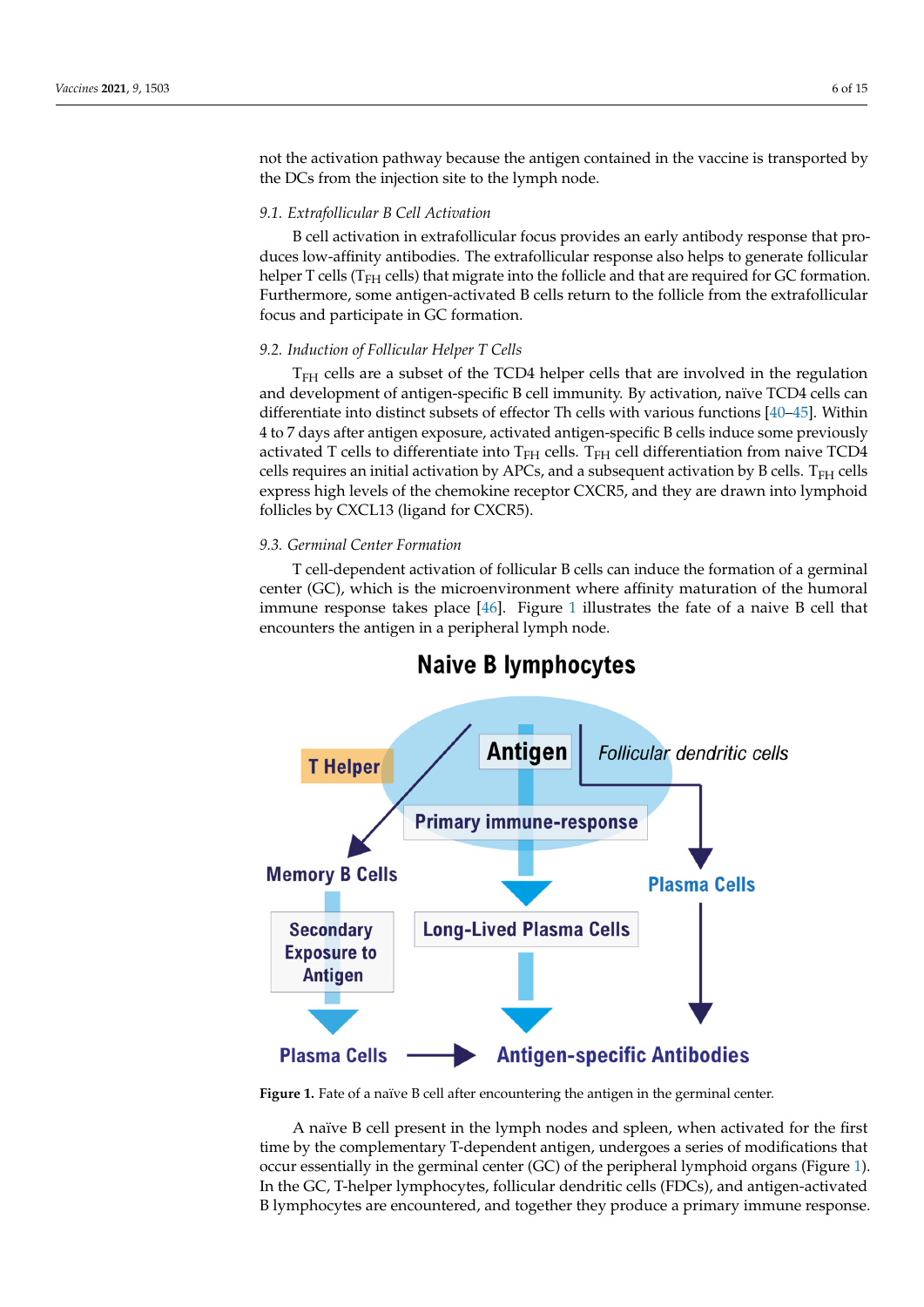not the activation pathway because the antigen contained in the vaccine is transported by the DCs from the injection site to the lymph node.

### 9.1. Extrafollicular B Cell Activation

B cell activation in extrafollicular focus provides an early antibody response that produces low-affinity antibodies. The extrafollicular response also helps to generate follicular helper T cells ($T_{FH}$ cells) that migrate into the follicle and that are required for GC formation. Furthermore, some antigen-activated B cells return to the follicle from the extrafollicular focus and participate in GC formation.

### 9.2. Induction of Follicular Helper T Cells

$T_{FH}$ cells are a subset of the TCD4 helper cells that are involved in the regulation and development of antigen-specific B cell immunity. By activation, naïve TCD4 cells can differentiate into distinct subsets of effector Th cells with various functions [40–45]. Within 4 to 7 days after antigen exposure, activated antigen-specific B cells induce some previously activated T cells to differentiate into $T_{FH}$ cells. $T_{FH}$ cell differentiation from naive TCD4 cells requires an initial activation by APCs, and a subsequent activation by B cells. $T_{FH}$ cells express high levels of the chemokine receptor CXCR5, and they are drawn into lymphoid follicles by CXCL13 (ligand for CXCR5).

### 9.3. Germinal Center Formation

T cell-dependent activation of follicular B cells can induce the formation of a germinal center (GC), which is the microenvironment where affinity maturation of the humoral immune response takes place [46]. Figure 1 illustrates the fate of a naive B cell that encounters the antigen in a peripheral lymph node.

**Figure 1.** Fate of a naïve B cell after encountering the antigen in the germinal center.

A naïve B cell present in the lymph nodes and spleen, when activated for the first time by the complementary T-dependent antigen, undergoes a series of modifications that occur essentially in the germinal center (GC) of the peripheral lymphoid organs (Figure 1). In the GC, T-helper lymphocytes, follicular dendritic cells (FDCs), and antigen-activated B lymphocytes are encountered, and together they produce a primary immune response.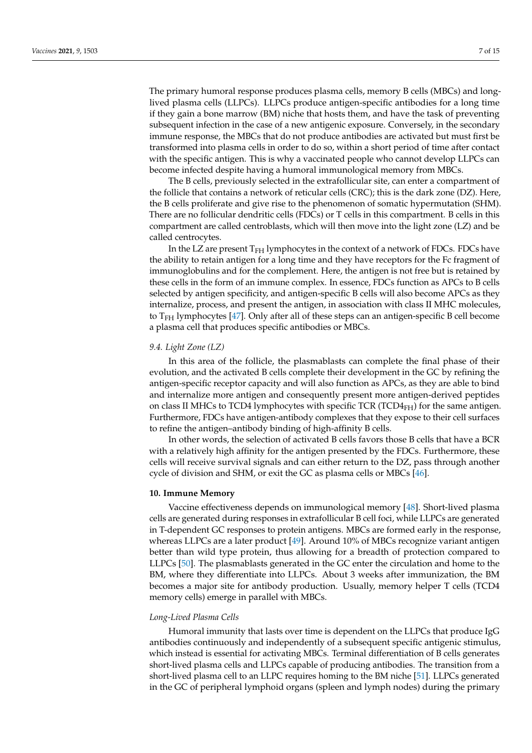The primary humoral response produces plasma cells, memory B cells (MBCs) and long-lived plasma cells (LLPCs). LLPCs produce antigen-specific antibodies for a long time if they gain a bone marrow (BM) niche that hosts them, and have the task of preventing subsequent infection in the case of a new antigenic exposure. Conversely, in the secondary immune response, the MBCs that do not produce antibodies are activated but must first be transformed into plasma cells in order to do so, within a short period of time after contact with the specific antigen. This is why a vaccinated people who cannot develop LLPCs can become infected despite having a humoral immunological memory from MBCs.

The B cells, previously selected in the extrafollicular site, can enter a compartment of the follicle that contains a network of reticular cells (CRC); this is the dark zone (DZ). Here, the B cells proliferate and give rise to the phenomenon of somatic hypermutation (SHM). There are no follicular dendritic cells (FDCs) or T cells in this compartment. B cells in this compartment are called centroblasts, which will then move into the light zone (LZ) and be called centrocytes.

In the LZ are present $T_{FH}$ lymphocytes in the context of a network of FDCs. FDCs have the ability to retain antigen for a long time and they have receptors for the Fc fragment of immunoglobulins and for the complement. Here, the antigen is not free but is retained by these cells in the form of an immune complex. In essence, FDCs function as APCs to B cells selected by antigen specificity, and antigen-specific B cells will also become APCs as they internalize, process, and present the antigen, in association with class II MHC molecules, to $T_{FH}$ lymphocytes [47]. Only after all of these steps can an antigen-specific B cell become a plasma cell that produces specific antibodies or MBCs.

### *9.4. Light Zone (LZ)*

In this area of the follicle, the plasmablasts can complete the final phase of their evolution, and the activated B cells complete their development in the GC by refining the antigen-specific receptor capacity and will also function as APCs, as they are able to bind and internalize more antigen and consequently present more antigen-derived peptides on class II MHCs to TCD4 lymphocytes with specific TCR ($TCD4_{FH}$) for the same antigen. Furthermore, FDCs have antigen-antibody complexes that they expose to their cell surfaces to refine the antigen–antibody binding of high-affinity B cells.

In other words, the selection of activated B cells favors those B cells that have a BCR with a relatively high affinity for the antigen presented by the FDCs. Furthermore, these cells will receive survival signals and can either return to the DZ, pass through another cycle of division and SHM, or exit the GC as plasma cells or MBCs [46].

## **10. Immune Memory**

Vaccine effectiveness depends on immunological memory [48]. Short-lived plasma cells are generated during responses in extrafollicular B cell foci, while LLPCs are generated in T-dependent GC responses to protein antigens. MBCs are formed early in the response, whereas LLPCs are a later product [49]. Around 10% of MBCs recognize variant antigen better than wild type protein, thus allowing for a breadth of protection compared to LLPCs [50]. The plasmablasts generated in the GC enter the circulation and home to the BM, where they differentiate into LLPCs. About 3 weeks after immunization, the BM becomes a major site for antibody production. Usually, memory helper T cells (TCD4 memory cells) emerge in parallel with MBCs.

### *Long-Lived Plasma Cells*

Humoral immunity that lasts over time is dependent on the LLPCs that produce IgG antibodies continuously and independently of a subsequent specific antigenic stimulus, which instead is essential for activating MBCs. Terminal differentiation of B cells generates short-lived plasma cells and LLPCs capable of producing antibodies. The transition from a short-lived plasma cell to an LLPC requires homing to the BM niche [51]. LLPCs generated in the GC of peripheral lymphoid organs (spleen and lymph nodes) during the primary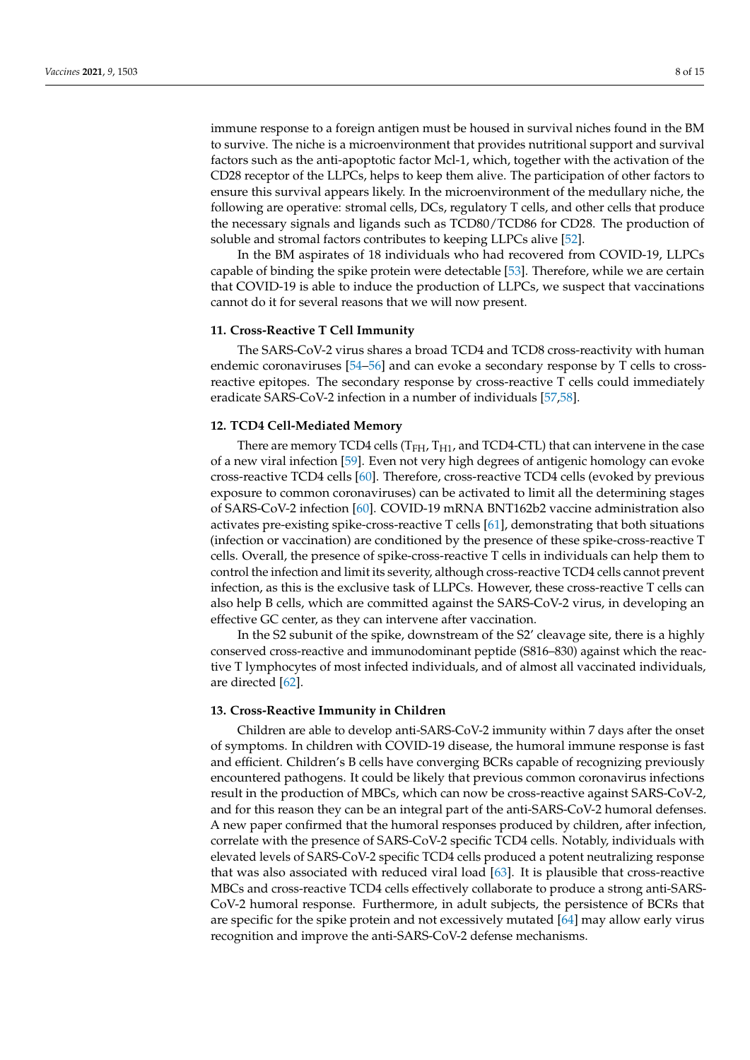immune response to a foreign antigen must be housed in survival niches found in the BM to survive. The niche is a microenvironment that provides nutritional support and survival factors such as the anti-apoptotic factor Mcl-1, which, together with the activation of the CD28 receptor of the LLPCs, helps to keep them alive. The participation of other factors to ensure this survival appears likely. In the microenvironment of the medullary niche, the following are operative: stromal cells, DCs, regulatory T cells, and other cells that produce the necessary signals and ligands such as TCD80/TCD86 for CD28. The production of soluble and stromal factors contributes to keeping LLPCs alive [52].

In the BM aspirates of 18 individuals who had recovered from COVID-19, LLPCs capable of binding the spike protein were detectable [53]. Therefore, while we are certain that COVID-19 is able to induce the production of LLPCs, we suspect that vaccinations cannot do it for several reasons that we will now present.

## 11. Cross-Reactive T Cell Immunity

The SARS-CoV-2 virus shares a broad TCD4 and TCD8 cross-reactivity with human endemic coronaviruses [54–56] and can evoke a secondary response by T cells to cross-reactive epitopes. The secondary response by cross-reactive T cells could immediately eradicate SARS-CoV-2 infection in a number of individuals [57,58].

## 12. TCD4 Cell-Mediated Memory

There are memory TCD4 cells ($T_{FH}$, $T_{H1}$, and TCD4-CTL) that can intervene in the case of a new viral infection [59]. Even not very high degrees of antigenic homology can evoke cross-reactive TCD4 cells [60]. Therefore, cross-reactive TCD4 cells (evoked by previous exposure to common coronaviruses) can be activated to limit all the determining stages of SARS-CoV-2 infection [60]. COVID-19 mRNA BNT162b2 vaccine administration also activates pre-existing spike-cross-reactive T cells [61], demonstrating that both situations (infection or vaccination) are conditioned by the presence of these spike-cross-reactive T cells. Overall, the presence of spike-cross-reactive T cells in individuals can help them to control the infection and limit its severity, although cross-reactive TCD4 cells cannot prevent infection, as this is the exclusive task of LLPCs. However, these cross-reactive T cells can also help B cells, which are committed against the SARS-CoV-2 virus, in developing an effective GC center, as they can intervene after vaccination.

In the S2 subunit of the spike, downstream of the S2′ cleavage site, there is a highly conserved cross-reactive and immunodominant peptide (S816–830) against which the reactive T lymphocytes of most infected individuals, and of almost all vaccinated individuals, are directed [62].

## 13. Cross-Reactive Immunity in Children

Children are able to develop anti-SARS-CoV-2 immunity within 7 days after the onset of symptoms. In children with COVID-19 disease, the humoral immune response is fast and efficient. Children's B cells have converging BCRs capable of recognizing previously encountered pathogens. It could be likely that previous common coronavirus infections result in the production of MBCs, which can now be cross-reactive against SARS-CoV-2, and for this reason they can be an integral part of the anti-SARS-CoV-2 humoral defenses. A new paper confirmed that the humoral responses produced by children, after infection, correlate with the presence of SARS-CoV-2 specific TCD4 cells. Notably, individuals with elevated levels of SARS-CoV-2 specific TCD4 cells produced a potent neutralizing response that was also associated with reduced viral load [63]. It is plausible that cross-reactive MBCs and cross-reactive TCD4 cells effectively collaborate to produce a strong anti-SARS-CoV-2 humoral response. Furthermore, in adult subjects, the persistence of BCRs that are specific for the spike protein and not excessively mutated [64] may allow early virus recognition and improve the anti-SARS-CoV-2 defense mechanisms.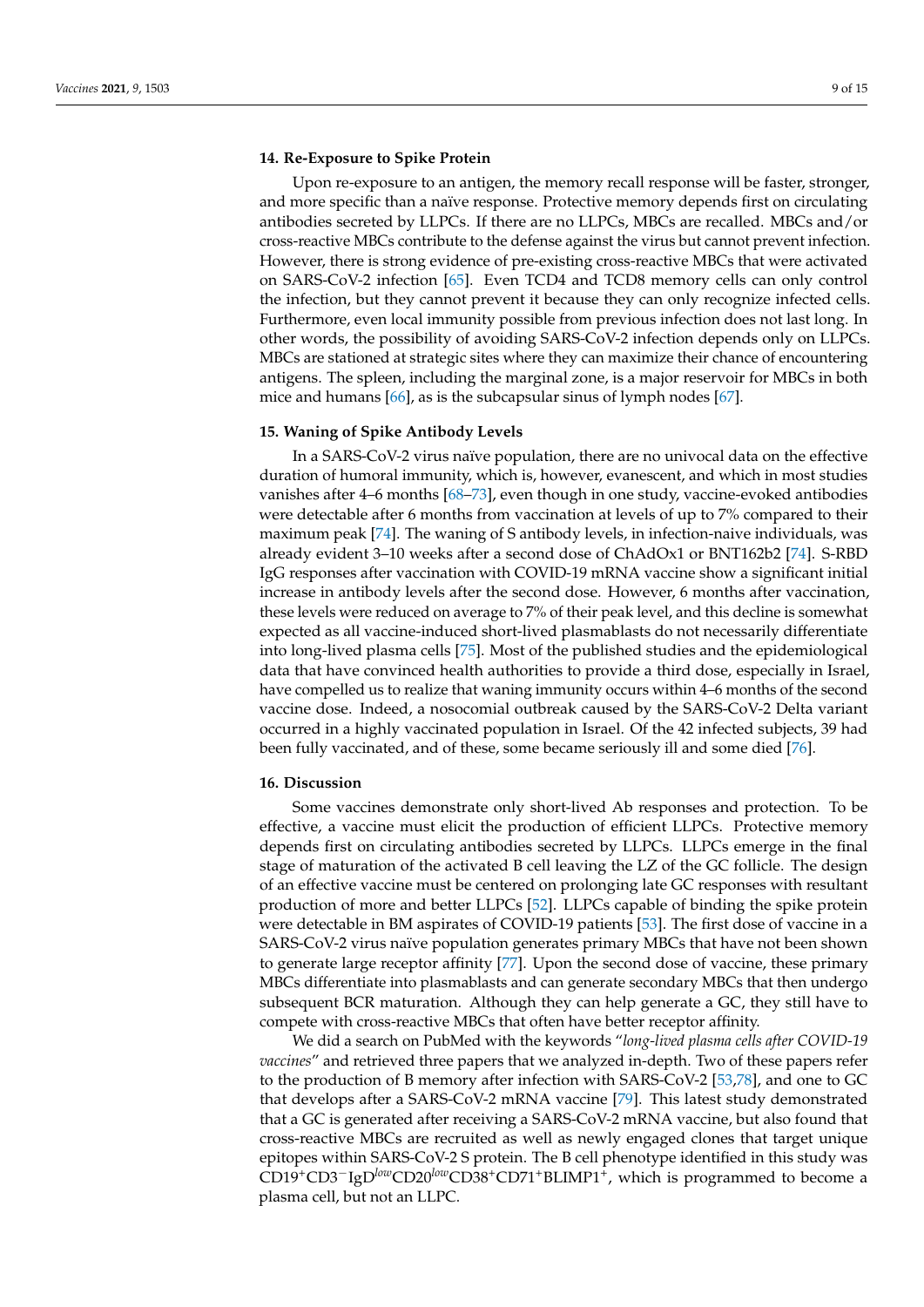## 14. Re-Exposure to Spike Protein

Upon re-exposure to an antigen, the memory recall response will be faster, stronger, and more specific than a naïve response. Protective memory depends first on circulating antibodies secreted by LLPCs. If there are no LLPCs, MBCs are recalled. MBCs and/or cross-reactive MBCs contribute to the defense against the virus but cannot prevent infection. However, there is strong evidence of pre-existing cross-reactive MBCs that were activated on SARS-CoV-2 infection [65]. Even TCD4 and TCD8 memory cells can only control the infection, but they cannot prevent it because they can only recognize infected cells. Furthermore, even local immunity possible from previous infection does not last long. In other words, the possibility of avoiding SARS-CoV-2 infection depends only on LLPCs. MBCs are stationed at strategic sites where they can maximize their chance of encountering antigens. The spleen, including the marginal zone, is a major reservoir for MBCs in both mice and humans [66], as is the subcapsular sinus of lymph nodes [67].

## 15. Waning of Spike Antibody Levels

In a SARS-CoV-2 virus naïve population, there are no univocal data on the effective duration of humoral immunity, which is, however, evanescent, and which in most studies vanishes after 4–6 months [68–73], even though in one study, vaccine-evoked antibodies were detectable after 6 months from vaccination at levels of up to 7% compared to their maximum peak [74]. The waning of S antibody levels, in infection-naive individuals, was already evident 3–10 weeks after a second dose of ChAdOx1 or BNT162b2 [74]. S-RBD IgG responses after vaccination with COVID-19 mRNA vaccine show a significant initial increase in antibody levels after the second dose. However, 6 months after vaccination, these levels were reduced on average to 7% of their peak level, and this decline is somewhat expected as all vaccine-induced short-lived plasmablasts do not necessarily differentiate into long-lived plasma cells [75]. Most of the published studies and the epidemiological data that have convinced health authorities to provide a third dose, especially in Israel, have compelled us to realize that waning immunity occurs within 4–6 months of the second vaccine dose. Indeed, a nosocomial outbreak caused by the SARS-CoV-2 Delta variant occurred in a highly vaccinated population in Israel. Of the 42 infected subjects, 39 had been fully vaccinated, and of these, some became seriously ill and some died [76].

## 16. Discussion

Some vaccines demonstrate only short-lived Ab responses and protection. To be effective, a vaccine must elicit the production of efficient LLPCs. Protective memory depends first on circulating antibodies secreted by LLPCs. LLPCs emerge in the final stage of maturation of the activated B cell leaving the LZ of the GC follicle. The design of an effective vaccine must be centered on prolonging late GC responses with resultant production of more and better LLPCs [52]. LLPCs capable of binding the spike protein were detectable in BM aspirates of COVID-19 patients [53]. The first dose of vaccine in a SARS-CoV-2 virus naïve population generates primary MBCs that have not been shown to generate large receptor affinity [77]. Upon the second dose of vaccine, these primary MBCs differentiate into plasmablasts and can generate secondary MBCs that then undergo subsequent BCR maturation. Although they can help generate a GC, they still have to compete with cross-reactive MBCs that often have better receptor affinity.

We did a search on PubMed with the keywords "*long-lived plasma cells after COVID-19 vaccines*" and retrieved three papers that we analyzed in-depth. Two of these papers refer to the production of B memory after infection with SARS-CoV-2 [53,78], and one to GC that develops after a SARS-CoV-2 mRNA vaccine [79]. This latest study demonstrated that a GC is generated after receiving a SARS-CoV-2 mRNA vaccine, but also found that cross-reactive MBCs are recruited as well as newly engaged clones that target unique epitopes within SARS-CoV-2 S protein. The B cell phenotype identified in this study was $CD19^{+}CD3^{-}IgD^{low}CD20^{low}CD38^{+}CD71^{+}BLIMP1^{+}$, which is programmed to become a plasma cell, but not an LLPC.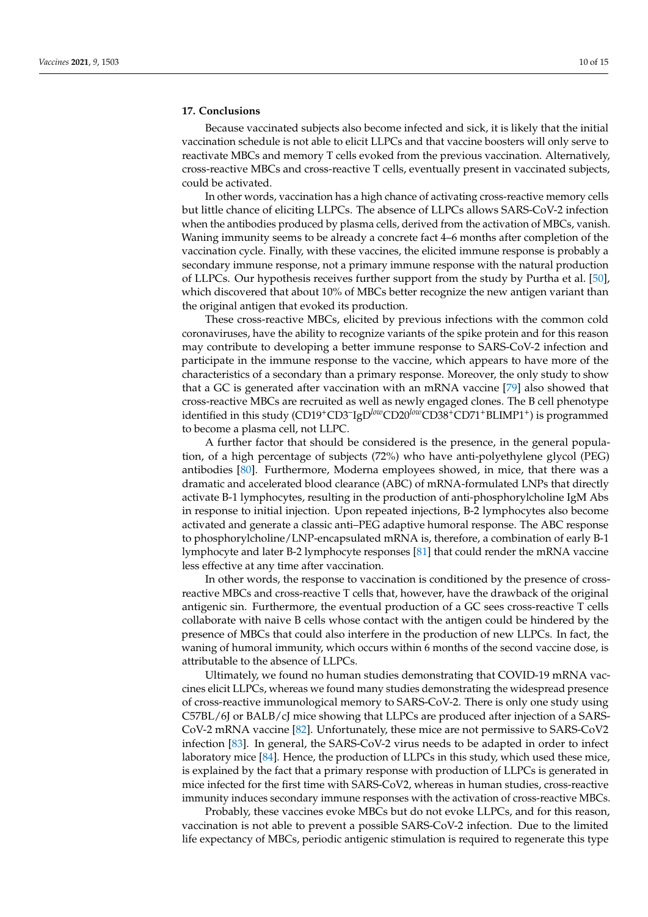## 17. Conclusions

Because vaccinated subjects also become infected and sick, it is likely that the initial vaccination schedule is not able to elicit LLPCs and that vaccine boosters will only serve to reactivate MBCs and memory T cells evoked from the previous vaccination. Alternatively, cross-reactive MBCs and cross-reactive T cells, eventually present in vaccinated subjects, could be activated.

In other words, vaccination has a high chance of activating cross-reactive memory cells but little chance of eliciting LLPCs. The absence of LLPCs allows SARS-CoV-2 infection when the antibodies produced by plasma cells, derived from the activation of MBCs, vanish. Waning immunity seems to be already a concrete fact 4–6 months after completion of the vaccination cycle. Finally, with these vaccines, the elicited immune response is probably a secondary immune response, not a primary immune response with the natural production of LLPCs. Our hypothesis receives further support from the study by Purtha et al. [50], which discovered that about 10% of MBCs better recognize the new antigen variant than the original antigen that evoked its production.

These cross-reactive MBCs, elicited by previous infections with the common cold coronaviruses, have the ability to recognize variants of the spike protein and for this reason may contribute to developing a better immune response to SARS-CoV-2 infection and participate in the immune response to the vaccine, which appears to have more of the characteristics of a secondary than a primary response. Moreover, the only study to show that a GC is generated after vaccination with an mRNA vaccine [79] also showed that cross-reactive MBCs are recruited as well as newly engaged clones. The B cell phenotype identified in this study ($CD19^{+}CD3^{-}IgD^{low}CD20^{low}CD38^{+}CD71^{+}BLIMP1^{+}$) is programmed to become a plasma cell, not LLPC.

A further factor that should be considered is the presence, in the general population, of a high percentage of subjects (72%) who have anti-polyethylene glycol (PEG) antibodies [80]. Furthermore, Moderna employees showed, in mice, that there was a dramatic and accelerated blood clearance (ABC) of mRNA-formulated LNPs that directly activate B-1 lymphocytes, resulting in the production of anti-phosphorylcholine IgM Abs in response to initial injection. Upon repeated injections, B-2 lymphocytes also become activated and generate a classic anti–PEG adaptive humoral response. The ABC response to phosphorylcholine/LNP-encapsulated mRNA is, therefore, a combination of early B-1 lymphocyte and later B-2 lymphocyte responses [81] that could render the mRNA vaccine less effective at any time after vaccination.

In other words, the response to vaccination is conditioned by the presence of cross-reactive MBCs and cross-reactive T cells that, however, have the drawback of the original antigenic sin. Furthermore, the eventual production of a GC sees cross-reactive T cells collaborate with naive B cells whose contact with the antigen could be hindered by the presence of MBCs that could also interfere in the production of new LLPCs. In fact, the waning of humoral immunity, which occurs within 6 months of the second vaccine dose, is attributable to the absence of LLPCs.

Ultimately, we found no human studies demonstrating that COVID-19 mRNA vaccines elicit LLPCs, whereas we found many studies demonstrating the widespread presence of cross-reactive immunological memory to SARS-CoV-2. There is only one study using C57BL/6J or BALB/cJ mice showing that LLPCs are produced after injection of a SARS-CoV-2 mRNA vaccine [82]. Unfortunately, these mice are not permissive to SARS-CoV2 infection [83]. In general, the SARS-CoV-2 virus needs to be adapted in order to infect laboratory mice [84]. Hence, the production of LLPCs in this study, which used these mice, is explained by the fact that a primary response with production of LLPCs is generated in mice infected for the first time with SARS-CoV2, whereas in human studies, cross-reactive immunity induces secondary immune responses with the activation of cross-reactive MBCs.

Probably, these vaccines evoke MBCs but do not evoke LLPCs, and for this reason, vaccination is not able to prevent a possible SARS-CoV-2 infection. Due to the limited life expectancy of MBCs, periodic antigenic stimulation is required to regenerate this type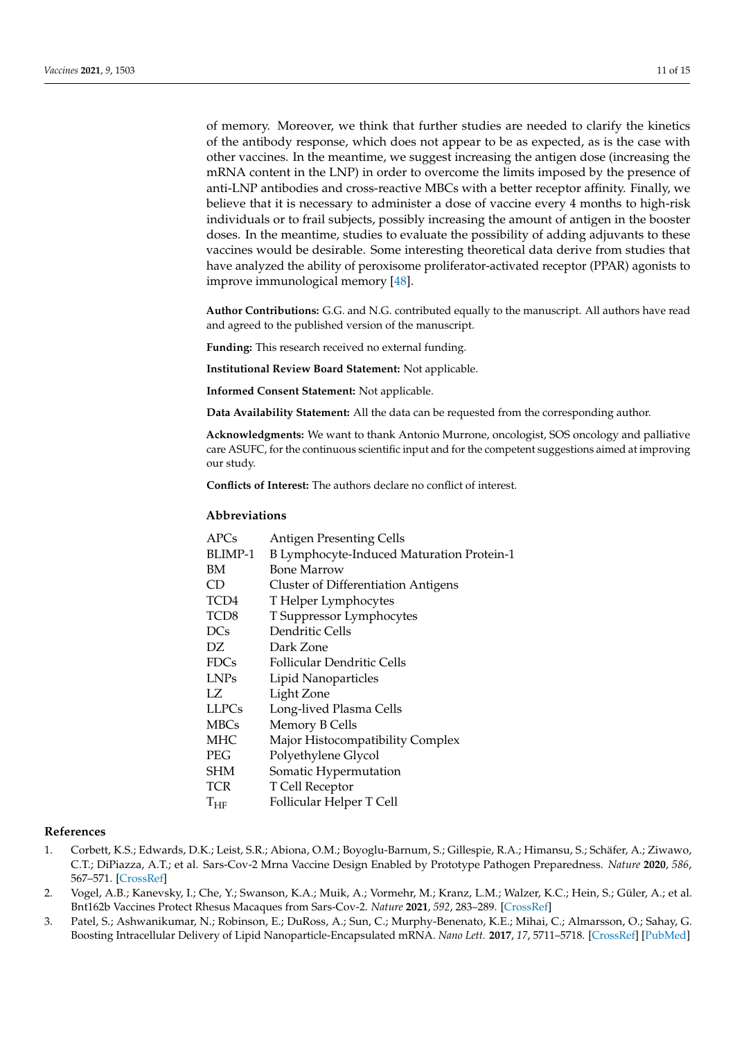of memory. Moreover, we think that further studies are needed to clarify the kinetics of the antibody response, which does not appear to be as expected, as is the case with other vaccines. In the meantime, we suggest increasing the antigen dose (increasing the mRNA content in the LNP) in order to overcome the limits imposed by the presence of anti-LNP antibodies and cross-reactive MBCs with a better receptor affinity. Finally, we believe that it is necessary to administer a dose of vaccine every 4 months to high-risk individuals or to frail subjects, possibly increasing the amount of antigen in the booster doses. In the meantime, studies to evaluate the possibility of adding adjuvants to these vaccines would be desirable. Some interesting theoretical data derive from studies that have analyzed the ability of peroxisome proliferator-activated receptor (PPAR) agonists to improve immunological memory [48].

**Author Contributions:** G.G. and N.G. contributed equally to the manuscript. All authors have read and agreed to the published version of the manuscript.

**Funding:** This research received no external funding.

**Institutional Review Board Statement:** Not applicable.

**Informed Consent Statement:** Not applicable.

**Data Availability Statement:** All the data can be requested from the corresponding author.

**Acknowledgments:** We want to thank Antonio Murrone, oncologist, SOS oncology and palliative care ASUFC, for the continuous scientific input and for the competent suggestions aimed at improving our study.

**Conflicts of Interest:** The authors declare no conflict of interest.

## Abbreviations

| | |
|---|---|
| APCs | Antigen Presenting Cells |
| BLIMP-1 | B Lymphocyte-Induced Maturation Protein-1 |
| BM | Bone Marrow |
| CD | Cluster of Differentiation Antigens |
| TCD4 | T Helper Lymphocytes |
| TCD8 | T Suppressor Lymphocytes |
| DCs | Dendritic Cells |
| DZ | Dark Zone |
| FDCs | Follicular Dendritic Cells |
| LNPs | Lipid Nanoparticles |
| LZ | Light Zone |
| LLPCs | Long-lived Plasma Cells |
| MBCs | Memory B Cells |
| MHC | Major Histocompatibility Complex |
| PEG | Polyethylene Glycol |
| SHM | Somatic Hypermutation |
| TCR | T Cell Receptor |
| $T_{HF}$ | Follicular Helper T Cell |

## References

1. Corbett, K.S.; Edwards, D.K.; Leist, S.R.; Abiona, O.M.; Boyoglu-Barnum, S.; Gillespie, R.A.; Himansu, S.; Schäfer, A.; Ziwawo, C.T.; DiPiazza, A.T.; et al. Sars-Cov-2 Mrna Vaccine Design Enabled by Prototype Pathogen Preparedness. *Nature* **2020**, *586*, 567–571. [CrossRef]
2. Vogel, A.B.; Kanevsky, I.; Che, Y.; Swanson, K.A.; Muik, A.; Vormehr, M.; Kranz, L.M.; Walzer, K.C.; Hein, S.; Güler, A.; et al. Bnt162b Vaccines Protect Rhesus Macaques from Sars-Cov-2. *Nature* **2021**, *592*, 283–289. [CrossRef]
3. Patel, S.; Ashwanikumar, N.; Robinson, E.; DuRoss, A.; Sun, C.; Murphy-Benenato, K.E.; Mihai, C.; Almarsson, O.; Sahay, G. Boosting Intracellular Delivery of Lipid Nanoparticle-Encapsulated mRNA. *Nano Lett.* **2017**, *17*, 5711–5718. [CrossRef] [PubMed]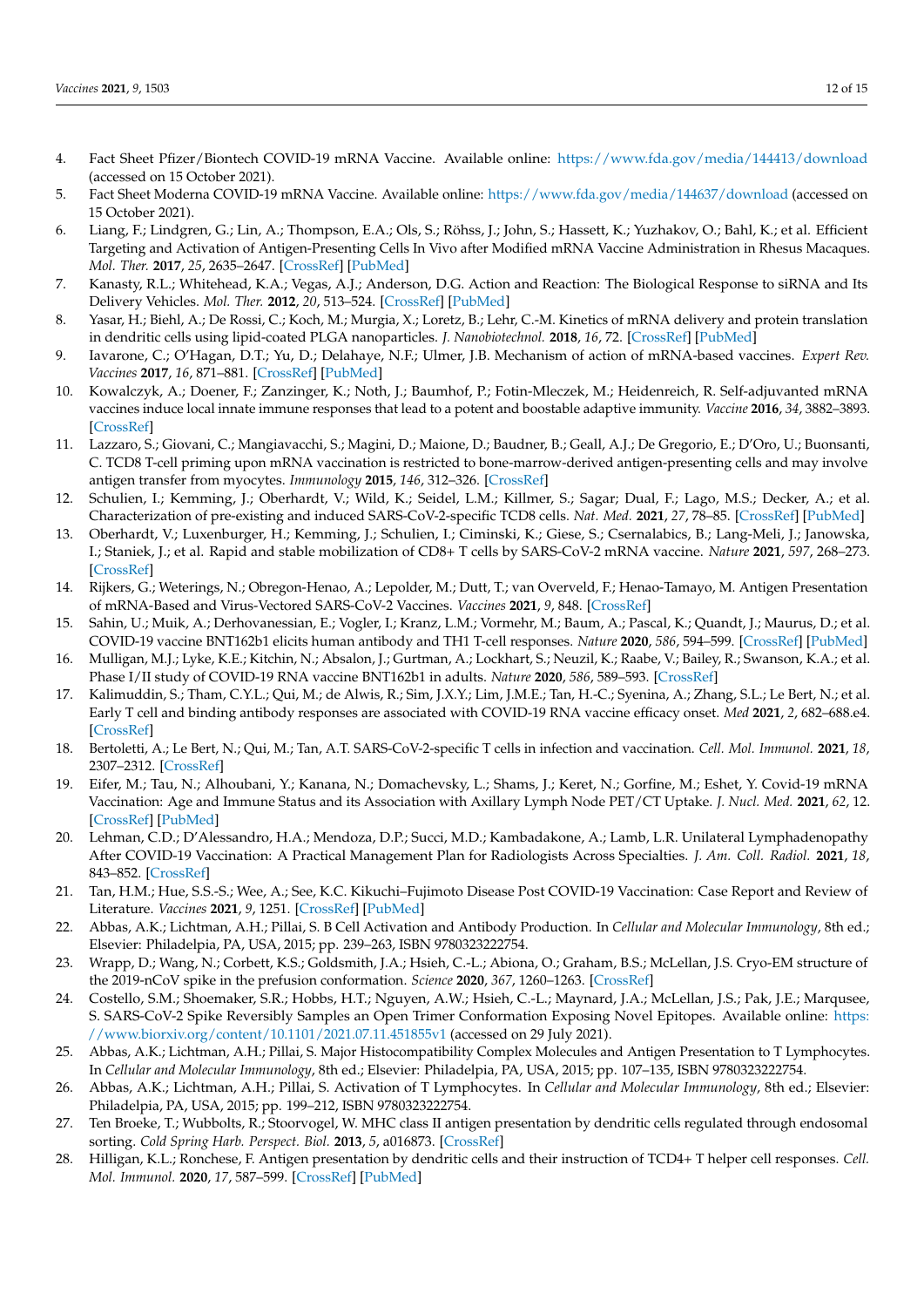4. Fact Sheet Pfizer/Biontech COVID-19 mRNA Vaccine. Available online: https://www.fda.gov/media/144413/download (accessed on 15 October 2021).
5. Fact Sheet Moderna COVID-19 mRNA Vaccine. Available online: https://www.fda.gov/media/144637/download (accessed on 15 October 2021).
6. Liang, F.; Lindgren, G.; Lin, A.; Thompson, E.A.; Ols, S.; Röhss, J.; John, S.; Hassett, K.; Yuzhakov, O.; Bahl, K.; et al. Efficient Targeting and Activation of Antigen-Presenting Cells In Vivo after Modified mRNA Vaccine Administration in Rhesus Macaques. *Mol. Ther.* **2017**, *25*, 2635–2647. [CrossRef] [PubMed]
7. Kanasty, R.L.; Whitehead, K.A.; Vegas, A.J.; Anderson, D.G. Action and Reaction: The Biological Response to siRNA and Its Delivery Vehicles. *Mol. Ther.* **2012**, *20*, 513–524. [CrossRef] [PubMed]
8. Yasar, H.; Biehl, A.; De Rossi, C.; Koch, M.; Murgia, X.; Loretz, B.; Lehr, C.-M. Kinetics of mRNA delivery and protein translation in dendritic cells using lipid-coated PLGA nanoparticles. *J. Nanobiotechnol.* **2018**, *16*, 72. [CrossRef] [PubMed]
9. Iavarone, C.; O'Hagan, D.T.; Yu, D.; Delahaye, N.F.; Ulmer, J.B. Mechanism of action of mRNA-based vaccines. *Expert Rev. Vaccines* **2017**, *16*, 871–881. [CrossRef] [PubMed]
10. Kowalczyk, A.; Doener, F.; Zanzinger, K.; Noth, J.; Baumhof, P.; Fotin-Mleczek, M.; Heidenreich, R. Self-adjuvanted mRNA vaccines induce local innate immune responses that lead to a potent and boostable adaptive immunity. *Vaccine* **2016**, *34*, 3882–3893. [CrossRef]
11. Lazzaro, S.; Giovani, C.; Mangiavacchi, S.; Magini, D.; Maione, D.; Baudner, B.; Geall, A.J.; De Gregorio, E.; D'Oro, U.; Buonsanti, C. TCD8 T-cell priming upon mRNA vaccination is restricted to bone-marrow-derived antigen-presenting cells and may involve antigen transfer from myocytes. *Immunology* **2015**, *146*, 312–326. [CrossRef]
12. Schulien, I.; Kemming, J.; Oberhardt, V.; Wild, K.; Seidel, L.M.; Killmer, S.; Sagar; Dual, F.; Lago, M.S.; Decker, A.; et al. Characterization of pre-existing and induced SARS-CoV-2-specific TCD8 cells. *Nat. Med.* **2021**, *27*, 78–85. [CrossRef] [PubMed]
13. Oberhardt, V.; Luxenburger, H.; Kemming, J.; Schulien, I.; Ciminski, K.; Giese, S.; Csernalabics, B.; Lang-Meli, J.; Janowska, I.; Staniek, J.; et al. Rapid and stable mobilization of CD8+ T cells by SARS-CoV-2 mRNA vaccine. *Nature* **2021**, *597*, 268–273. [CrossRef]
14. Rijkers, G.; Weterings, N.; Obregon-Henao, A.; Lepolder, M.; Dutt, T.; van Overveld, F.; Henao-Tamayo, M. Antigen Presentation of mRNA-Based and Virus-Vectored SARS-CoV-2 Vaccines. *Vaccines* **2021**, *9*, 848. [CrossRef]
15. Sahin, U.; Muik, A.; Derhovanessian, E.; Vogler, I.; Kranz, L.M.; Vormehr, M.; Baum, A.; Pascal, K.; Quandt, J.; Maurus, D.; et al. COVID-19 vaccine BNT162b1 elicits human antibody and TH1 T-cell responses. *Nature* **2020**, *586*, 594–599. [CrossRef] [PubMed]
16. Mulligan, M.J.; Lyke, K.E.; Kitchin, N.; Absalon, J.; Gurtman, A.; Lockhart, S.; Neuzil, K.; Raabe, V.; Bailey, R.; Swanson, K.A.; et al. Phase I/II study of COVID-19 RNA vaccine BNT162b1 in adults. *Nature* **2020**, *586*, 589–593. [CrossRef]
17. Kalimuddin, S.; Tham, C.Y.L.; Qui, M.; de Alwis, R.; Sim, J.X.Y.; Lim, J.M.E.; Tan, H.-C.; Syenina, A.; Zhang, S.L.; Le Bert, N.; et al. Early T cell and binding antibody responses are associated with COVID-19 RNA vaccine efficacy onset. *Med* **2021**, *2*, 682–688.e4. [CrossRef]
18. Bertoletti, A.; Le Bert, N.; Qui, M.; Tan, A.T. SARS-CoV-2-specific T cells in infection and vaccination. *Cell. Mol. Immunol.* **2021**, *18*, 2307–2312. [CrossRef]
19. Eifer, M.; Tau, N.; Alhoubani, Y.; Kanana, N.; Domachevsky, L.; Shams, J.; Keret, N.; Gorfine, M.; Eshet, Y. Covid-19 mRNA Vaccination: Age and Immune Status and its Association with Axillary Lymph Node PET/CT Uptake. *J. Nucl. Med.* **2021**, *62*, 12. [CrossRef] [PubMed]
20. Lehman, C.D.; D'Alessandro, H.A.; Mendoza, D.P.; Succi, M.D.; Kambadakone, A.; Lamb, L.R. Unilateral Lymphadenopathy After COVID-19 Vaccination: A Practical Management Plan for Radiologists Across Specialties. *J. Am. Coll. Radiol.* **2021**, *18*, 843–852. [CrossRef]
21. Tan, H.M.; Hue, S.S.-S.; Wee, A.; See, K.C. Kikuchi–Fujimoto Disease Post COVID-19 Vaccination: Case Report and Review of Literature. *Vaccines* **2021**, *9*, 1251. [CrossRef] [PubMed]
22. Abbas, A.K.; Lichtman, A.H.; Pillai, S. B Cell Activation and Antibody Production. In *Cellular and Molecular Immunology*, 8th ed.; Elsevier: Philadelphia, PA, USA, 2015; pp. 239–263, ISBN 9780323222754.
23. Wrapp, D.; Wang, N.; Corbett, K.S.; Goldsmith, J.A.; Hsieh, C.-L.; Abiona, O.; Graham, B.S.; McLellan, J.S. Cryo-EM structure of the 2019-nCoV spike in the prefusion conformation. *Science* **2020**, *367*, 1260–1263. [CrossRef]
24. Costello, S.M.; Shoemaker, S.R.; Hobbs, H.T.; Nguyen, A.W.; Hsieh, C.-L.; Maynard, J.A.; McLellan, J.S.; Pak, J.E.; Marqusee, S. SARS-CoV-2 Spike Reversibly Samples an Open Trimer Conformation Exposing Novel Epitopes. Available online: https://www.biorxiv.org/content/10.1101/2021.07.11.451855v1 (accessed on 29 July 2021).
25. Abbas, A.K.; Lichtman, A.H.; Pillai, S. Major Histocompatibility Complex Molecules and Antigen Presentation to T Lymphocytes. In *Cellular and Molecular Immunology*, 8th ed.; Elsevier: Philadelphia, PA, USA, 2015; pp. 107–135, ISBN 9780323222754.
26. Abbas, A.K.; Lichtman, A.H.; Pillai, S. Activation of T Lymphocytes. In *Cellular and Molecular Immunology*, 8th ed.; Elsevier: Philadelphia, PA, USA, 2015; pp. 199–212, ISBN 9780323222754.
27. Ten Broeke, T.; Wubbolts, R.; Stoorvogel, W. MHC class II antigen presentation by dendritic cells regulated through endosomal sorting. *Cold Spring Harb. Perspect. Biol.* **2013**, *5*, a016873. [CrossRef]
28. Hilligan, K.L.; Ronchese, F. Antigen presentation by dendritic cells and their instruction of TCD4+ T helper cell responses. *Cell. Mol. Immunol.* **2020**, *17*, 587–599. [CrossRef] [PubMed]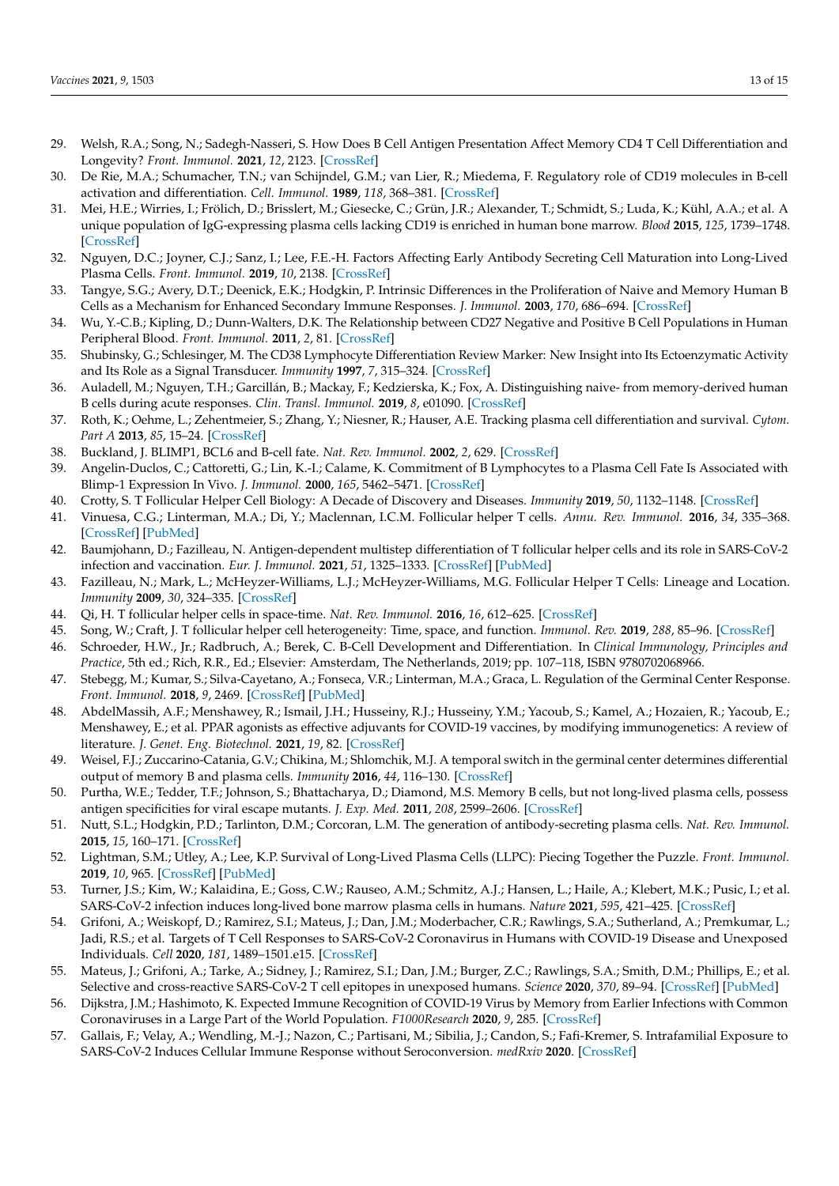29. Welsh, R.A.; Song, N.; Sadegh-Nasseri, S. How Does B Cell Antigen Presentation Affect Memory CD4 T Cell Differentiation and Longevity? *Front. Immunol.* **2021**, *12*, 2123. [CrossRef]
30. De Rie, M.A.; Schumacher, T.N.; van Schijndel, G.M.; van Lier, R.; Miedema, F. Regulatory role of CD19 molecules in B-cell activation and differentiation. *Cell. Immunol.* **1989**, *118*, 368–381. [CrossRef]
31. Mei, H.E.; Wirries, I.; Frölich, D.; Brisslert, M.; Giesecke, C.; Grün, J.R.; Alexander, T.; Schmidt, S.; Luda, K.; Kühl, A.A.; et al. A unique population of IgG-expressing plasma cells lacking CD19 is enriched in human bone marrow. *Blood* **2015**, *125*, 1739–1748. [CrossRef]
32. Nguyen, D.C.; Joyner, C.J.; Sanz, I.; Lee, F.E.-H. Factors Affecting Early Antibody Secreting Cell Maturation into Long-Lived Plasma Cells. *Front. Immunol.* **2019**, *10*, 2138. [CrossRef]
33. Tangye, S.G.; Avery, D.T.; Deenick, E.K.; Hodgkin, P. Intrinsic Differences in the Proliferation of Naive and Memory Human B Cells as a Mechanism for Enhanced Secondary Immune Responses. *J. Immunol.* **2003**, *170*, 686–694. [CrossRef]
34. Wu, Y.-C.B.; Kipling, D.; Dunn-Walters, D.K. The Relationship between CD27 Negative and Positive B Cell Populations in Human Peripheral Blood. *Front. Immunol.* **2011**, *2*, 81. [CrossRef]
35. Shubinsky, G.; Schlesinger, M. The CD38 Lymphocyte Differentiation Review Marker: New Insight into Its Ectoenzymatic Activity and Its Role as a Signal Transducer. *Immunity* **1997**, *7*, 315–324. [CrossRef]
36. Auladell, M.; Nguyen, T.H.; Garcillán, B.; Mackay, F.; Kedzierska, K.; Fox, A. Distinguishing naive- from memory-derived human B cells during acute responses. *Clin. Transl. Immunol.* **2019**, *8*, e01090. [CrossRef]
37. Roth, K.; Oehme, L.; Zehentmeier, S.; Zhang, Y.; Niesner, R.; Hauser, A.E. Tracking plasma cell differentiation and survival. *Cytom. Part A* **2013**, *85*, 15–24. [CrossRef]
38. Buckland, J. BLIMP1, BCL6 and B-cell fate. *Nat. Rev. Immunol.* **2002**, *2*, 629. [CrossRef]
39. Angelin-Duclos, C.; Cattoretti, G.; Lin, K.-I.; Calame, K. Commitment of B Lymphocytes to a Plasma Cell Fate Is Associated with Blimp-1 Expression In Vivo. *J. Immunol.* **2000**, *165*, 5462–5471. [CrossRef]
40. Crotty, S. T Follicular Helper Cell Biology: A Decade of Discovery and Diseases. *Immunity* **2019**, *50*, 1132–1148. [CrossRef]
41. Vinuesa, C.G.; Linterman, M.A.; Di, Y.; Maclennan, I.C.M. Follicular helper T cells. *Annu. Rev. Immunol.* **2016**, *34*, 335–368. [CrossRef] [PubMed]
42. Baumjohann, D.; Fazilleau, N. Antigen-dependent multistep differentiation of T follicular helper cells and its role in SARS-CoV-2 infection and vaccination. *Eur. J. Immunol.* **2021**, *51*, 1325–1333. [CrossRef] [PubMed]
43. Fazilleau, N.; Mark, L.; McHeyzer-Williams, L.J.; McHeyzer-Williams, M.G. Follicular Helper T Cells: Lineage and Location. *Immunity* **2009**, *30*, 324–335. [CrossRef]
44. Qi, H. T follicular helper cells in space-time. *Nat. Rev. Immunol.* **2016**, *16*, 612–625. [CrossRef]
45. Song, W.; Craft, J. T follicular helper cell heterogeneity: Time, space, and function. *Immunol. Rev.* **2019**, *288*, 85–96. [CrossRef]
46. Schroeder, H.W., Jr.; Radbruch, A.; Berek, C. B-Cell Development and Differentiation. In *Clinical Immunology, Principles and Practice*, 5th ed.; Rich, R.R., Ed.; Elsevier: Amsterdam, The Netherlands, 2019; pp. 107–118, ISBN 9780702068966.
47. Stebegg, M.; Kumar, S.; Silva-Cayetano, A.; Fonseca, V.R.; Linterman, M.A.; Graca, L. Regulation of the Germinal Center Response. *Front. Immunol.* **2018**, *9*, 2469. [CrossRef] [PubMed]
48. AbdelMassih, A.F.; Menshawey, R.; Ismail, J.H.; Husseiny, R.J.; Husseiny, Y.M.; Yacoub, S.; Kamel, A.; Hozaien, R.; Yacoub, E.; Menshawey, E.; et al. PPAR agonists as effective adjuvants for COVID-19 vaccines, by modifying immunogenetics: A review of literature. *J. Genet. Eng. Biotechnol.* **2021**, *19*, 82. [CrossRef]
49. Weisel, F.J.; Zuccarino-Catania, G.V.; Chikina, M.; Shlomchik, M.J. A temporal switch in the germinal center determines differential output of memory B and plasma cells. *Immunity* **2016**, *44*, 116–130. [CrossRef]
50. Purtha, W.E.; Tedder, T.F.; Johnson, S.; Bhattacharya, D.; Diamond, M.S. Memory B cells, but not long-lived plasma cells, possess antigen specificities for viral escape mutants. *J. Exp. Med.* **2011**, *208*, 2599–2606. [CrossRef]
51. Nutt, S.L.; Hodgkin, P.D.; Tarlinton, D.M.; Corcoran, L.M. The generation of antibody-secreting plasma cells. *Nat. Rev. Immunol.* **2015**, *15*, 160–171. [CrossRef]
52. Lightman, S.M.; Utley, A.; Lee, K.P. Survival of Long-Lived Plasma Cells (LLPC): Piecing Together the Puzzle. *Front. Immunol.* **2019**, *10*, 965. [CrossRef] [PubMed]
53. Turner, J.S.; Kim, W.; Kalaidina, E.; Goss, C.W.; Rauseo, A.M.; Schmitz, A.J.; Hansen, L.; Haile, A.; Klebert, M.K.; Pusic, I.; et al. SARS-CoV-2 infection induces long-lived bone marrow plasma cells in humans. *Nature* **2021**, *595*, 421–425. [CrossRef]
54. Grifoni, A.; Weiskopf, D.; Ramirez, S.I.; Mateus, J.; Dan, J.M.; Moderbacher, C.R.; Rawlings, S.A.; Sutherland, A.; Premkumar, L.; Jadi, R.S.; et al. Targets of T Cell Responses to SARS-CoV-2 Coronavirus in Humans with COVID-19 Disease and Unexposed Individuals. *Cell* **2020**, *181*, 1489–1501.e15. [CrossRef]
55. Mateus, J.; Grifoni, A.; Tarke, A.; Sidney, J.; Ramirez, S.I.; Dan, J.M.; Burger, Z.C.; Rawlings, S.A.; Smith, D.M.; Phillips, E.; et al. Selective and cross-reactive SARS-CoV-2 T cell epitopes in unexposed humans. *Science* **2020**, *370*, 89–94. [CrossRef] [PubMed]
56. Dijkstra, J.M.; Hashimoto, K. Expected Immune Recognition of COVID-19 Virus by Memory from Earlier Infections with Common Coronaviruses in a Large Part of the World Population. *F1000Research* **2020**, *9*, 285. [CrossRef]
57. Gallais, F.; Velay, A.; Wendling, M.-J.; Nazon, C.; Partisani, M.; Sibilia, J.; Candon, S.; Fafi-Kremer, S. Intrafamilial Exposure to SARS-CoV-2 Induces Cellular Immune Response without Seroconversion. *medRxiv* **2020**. [CrossRef]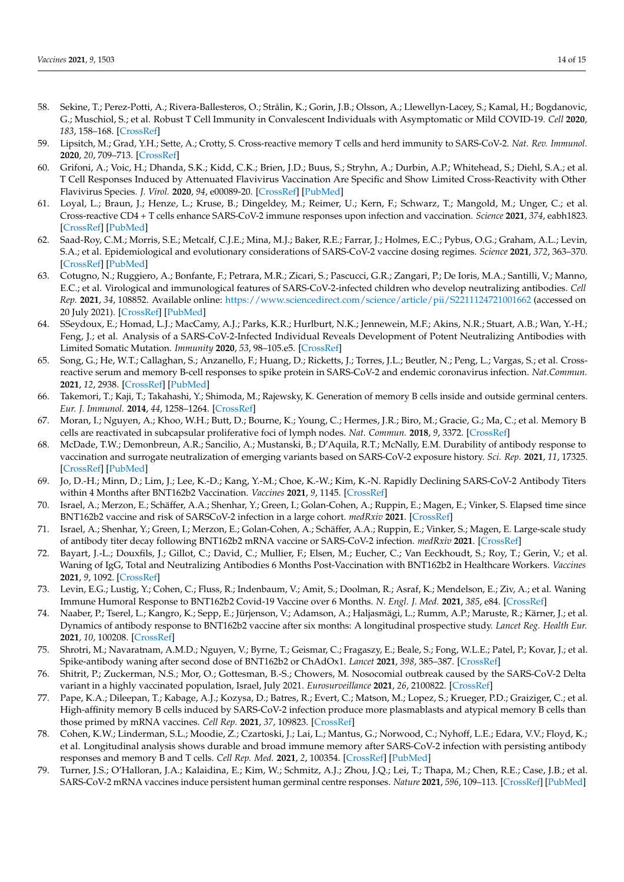58. Sekine, T.; Perez-Potti, A.; Rivera-Ballesteros, O.; Strålin, K.; Gorin, J.B.; Olsson, A.; Llewellyn-Lacey, S.; Kamal, H.; Bogdanovic, G.; Muschiol, S.; et al. Robust T Cell Immunity in Convalescent Individuals with Asymptomatic or Mild COVID-19. *Cell* **2020**, *183*, 158–168. [CrossRef]
59. Lipsitch, M.; Grad, Y.H.; Sette, A.; Crotty, S. Cross-reactive memory T cells and herd immunity to SARS-CoV-2. *Nat. Rev. Immunol.* **2020**, *20*, 709–713. [CrossRef]
60. Grifoni, A.; Voic, H.; Dhanda, S.K.; Kidd, C.K.; Brien, J.D.; Buus, S.; Stryhn, A.; Durbin, A.P.; Whitehead, S.; Diehl, S.A.; et al. T Cell Responses Induced by Attenuated Flavivirus Vaccination Are Specific and Show Limited Cross-Reactivity with Other Flavivirus Species. *J. Virol.* **2020**, *94*, e00089-20. [CrossRef] [PubMed]
61. Loyal, L.; Braun, J.; Henze, L.; Kruse, B.; Dingeldey, M.; Reimer, U.; Kern, F.; Schwarz, T.; Mangold, M.; Unger, C.; et al. Cross-reactive CD4 + T cells enhance SARS-CoV-2 immune responses upon infection and vaccination. *Science* **2021**, *374*, eabh1823. [CrossRef] [PubMed]
62. Saad-Roy, C.M.; Morris, S.E.; Metcalf, C.J.E.; Mina, M.J.; Baker, R.E.; Farrar, J.; Holmes, E.C.; Pybus, O.G.; Graham, A.L.; Levin, S.A.; et al. Epidemiological and evolutionary considerations of SARS-CoV-2 vaccine dosing regimes. *Science* **2021**, *372*, 363–370. [CrossRef] [PubMed]
63. Cotugno, N.; Ruggiero, A.; Bonfante, F.; Petrara, M.R.; Zicari, S.; Pascucci, G.R.; Zangari, P.; De Ioris, M.A.; Santilli, V.; Manno, E.C.; et al. Virological and immunological features of SARS-CoV-2-infected children who develop neutralizing antibodies. *Cell Rep.* **2021**, *34*, 108852. Available online: https://www.sciencedirect.com/science/article/pii/S2211124721001662 (accessed on 20 July 2021). [CrossRef] [PubMed]
64. SSeydoux, E.; Homad, L.J.; MacCamy, A.J.; Parks, K.R.; Hurlburt, N.K.; Jennewein, M.F.; Akins, N.R.; Stuart, A.B.; Wan, Y.-H.; Feng, J.; et al. Analysis of a SARS-CoV-2-Infected Individual Reveals Development of Potent Neutralizing Antibodies with Limited Somatic Mutation. *Immunity* **2020**, *53*, 98–105.e5. [CrossRef]
65. Song, G.; He, W.T.; Callaghan, S.; Anzanello, F.; Huang, D.; Ricketts, J.; Torres, J.L.; Beutler, N.; Peng, L.; Vargas, S.; et al. Cross-reactive serum and memory B-cell responses to spike protein in SARS-CoV-2 and endemic coronavirus infection. *Nat.Commun.* **2021**, *12*, 2938. [CrossRef] [PubMed]
66. Takemori, T.; Kaji, T.; Takahashi, Y.; Shimoda, M.; Rajewsky, K. Generation of memory B cells inside and outside germinal centers. *Eur. J. Immunol.* **2014**, *44*, 1258–1264. [CrossRef]
67. Moran, I.; Nguyen, A.; Khoo, W.H.; Butt, D.; Bourne, K.; Young, C.; Hermes, J.R.; Biro, M.; Gracie, G.; Ma, C.; et al. Memory B cells are reactivated in subcapsular proliferative foci of lymph nodes. *Nat. Commun.* **2018**, *9*, 3372. [CrossRef]
68. McDade, T.W.; Demonbreun, A.R.; Sancilio, A.; Mustanski, B.; D'Aquila, R.T.; McNally, E.M. Durability of antibody response to vaccination and surrogate neutralization of emerging variants based on SARS-CoV-2 exposure history. *Sci. Rep.* **2021**, *11*, 17325. [CrossRef] [PubMed]
69. Jo, D.-H.; Minn, D.; Lim, J.; Lee, K.-D.; Kang, Y.-M.; Choe, K.-W.; Kim, K.-N. Rapidly Declining SARS-CoV-2 Antibody Titers within 4 Months after BNT162b2 Vaccination. *Vaccines* **2021**, *9*, 1145. [CrossRef]
70. Israel, A.; Merzon, E.; Schäffer, A.A.; Shenhar, Y.; Green, I.; Golan-Cohen, A.; Ruppin, E.; Magen, E.; Vinker, S. Elapsed time since BNT162b2 vaccine and risk of SARSCoV-2 infection in a large cohort. *medRxiv* **2021**. [CrossRef]
71. Israel, A.; Shenhar, Y.; Green, I.; Merzon, E.; Golan-Cohen, A.; Schäffer, A.A.; Ruppin, E.; Vinker, S.; Magen, E. Large-scale study of antibody titer decay following BNT162b2 mRNA vaccine or SARS-CoV-2 infection. *medRxiv* **2021**. [CrossRef]
72. Bayart, J.-L.; Douxfils, J.; Gillot, C.; David, C.; Mullier, F.; Elsen, M.; Eucher, C.; Van Eeckhoudt, S.; Roy, T.; Gerin, V.; et al. Waning of IgG, Total and Neutralizing Antibodies 6 Months Post-Vaccination with BNT162b2 in Healthcare Workers. *Vaccines* **2021**, *9*, 1092. [CrossRef]
73. Levin, E.G.; Lustig, Y.; Cohen, C.; Fluss, R.; Indenbaum, V.; Amit, S.; Doolman, R.; Asraf, K.; Mendelson, E.; Ziv, A.; et al. Waning Immune Humoral Response to BNT162b2 Covid-19 Vaccine over 6 Months. *N. Engl. J. Med.* **2021**, *385*, e84. [CrossRef]
74. Naaber, P.; Tserel, L.; Kangro, K.; Sepp, E.; Jürjenson, V.; Adamson, A.; Haljasmägi, L.; Rumm, A.P.; Maruste, R.; Kärner, J.; et al. Dynamics of antibody response to BNT162b2 vaccine after six months: A longitudinal prospective study. *Lancet Reg. Health Eur.* **2021**, *10*, 100208. [CrossRef]
75. Shrotri, M.; Navaratnam, A.M.D.; Nguyen, V.; Byrne, T.; Geismar, C.; Fragaszy, E.; Beale, S.; Fong, W.L.E.; Patel, P.; Kovar, J.; et al. Spike-antibody waning after second dose of BNT162b2 or ChAdOx1. *Lancet* **2021**, *398*, 385–387. [CrossRef]
76. Shitrit, P.; Zuckerman, N.S.; Mor, O.; Gottesman, B.-S.; Chowers, M. Nosocomial outbreak caused by the SARS-CoV-2 Delta variant in a highly vaccinated population, Israel, July 2021. *Eurosurveillance* **2021**, *26*, 2100822. [CrossRef]
77. Pape, K.A.; Dileepan, T.; Kabage, A.J.; Kozysa, D.; Batres, R.; Evert, C.; Matson, M.; Lopez, S.; Krueger, P.D.; Graiziger, C.; et al. High-affinity memory B cells induced by SARS-CoV-2 infection produce more plasmablasts and atypical memory B cells than those primed by mRNA vaccines. *Cell Rep.* **2021**, *37*, 109823. [CrossRef]
78. Cohen, K.W.; Linderman, S.L.; Moodie, Z.; Czartoski, J.; Lai, L.; Mantus, G.; Norwood, C.; Nyhoff, L.E.; Edara, V.V.; Floyd, K.; et al. Longitudinal analysis shows durable and broad immune memory after SARS-CoV-2 infection with persisting antibody responses and memory B and T cells. *Cell Rep. Med.* **2021**, *2*, 100354. [CrossRef] [PubMed]
79. Turner, J.S.; O'Halloran, J.A.; Kalaidina, E.; Kim, W.; Schmitz, A.J.; Zhou, J.Q.; Lei, T.; Thapa, M.; Chen, R.E.; Case, J.B.; et al. SARS-CoV-2 mRNA vaccines induce persistent human germinal centre responses. *Nature* **2021**, *596*, 109–113. [CrossRef] [PubMed]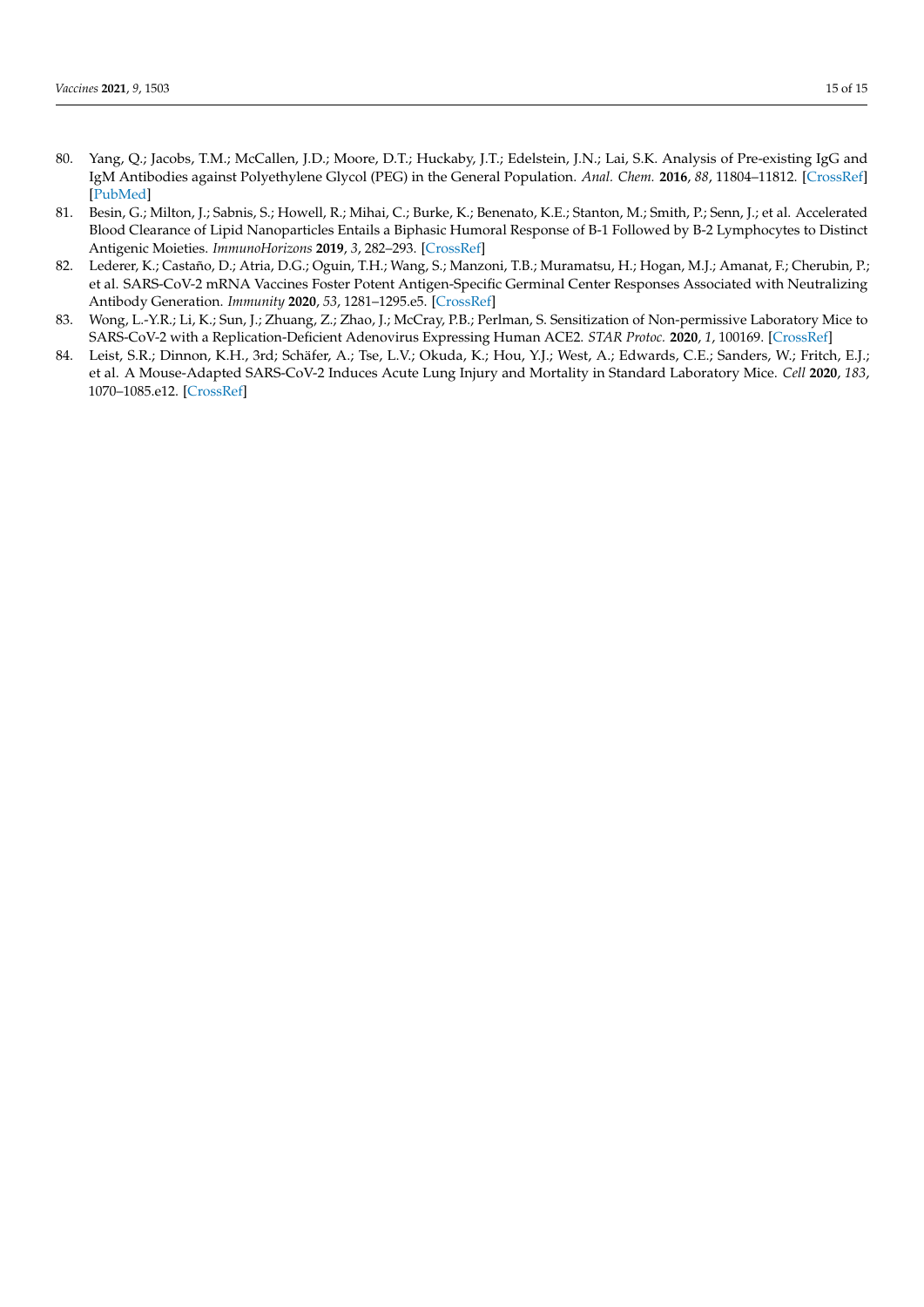80. Yang, Q.; Jacobs, T.M.; McCallen, J.D.; Moore, D.T.; Huckaby, J.T.; Edelstein, J.N.; Lai, S.K. Analysis of Pre-existing IgG and IgM Antibodies against Polyethylene Glycol (PEG) in the General Population. *Anal. Chem.* **2016**, *88*, 11804–11812. [CrossRef] [PubMed]
81. Besin, G.; Milton, J.; Sabnis, S.; Howell, R.; Mihai, C.; Burke, K.; Benenato, K.E.; Stanton, M.; Smith, P.; Senn, J.; et al. Accelerated Blood Clearance of Lipid Nanoparticles Entails a Biphasic Humoral Response of B-1 Followed by B-2 Lymphocytes to Distinct Antigenic Moieties. *ImmunoHorizons* **2019**, *3*, 282–293. [CrossRef]
82. Lederer, K.; Castaño, D.; Atria, D.G.; Oguin, T.H.; Wang, S.; Manzoni, T.B.; Muramatsu, H.; Hogan, M.J.; Amanat, F.; Cherubin, P.; et al. SARS-CoV-2 mRNA Vaccines Foster Potent Antigen-Specific Germinal Center Responses Associated with Neutralizing Antibody Generation. *Immunity* **2020**, *53*, 1281–1295.e5. [CrossRef]
83. Wong, L.-Y.R.; Li, K.; Sun, J.; Zhuang, Z.; Zhao, J.; McCray, P.B.; Perlman, S. Sensitization of Non-permissive Laboratory Mice to SARS-CoV-2 with a Replication-Deficient Adenovirus Expressing Human ACE2. *STAR Protoc.* **2020**, *1*, 100169. [CrossRef]
84. Leist, S.R.; Dinnon, K.H., 3rd; Schäfer, A.; Tse, L.V.; Okuda, K.; Hou, Y.J.; West, A.; Edwards, C.E.; Sanders, W.; Fritch, E.J.; et al. A Mouse-Adapted SARS-CoV-2 Induces Acute Lung Injury and Mortality in Standard Laboratory Mice. *Cell* **2020**, *183*, 1070–1085.e12. [CrossRef]